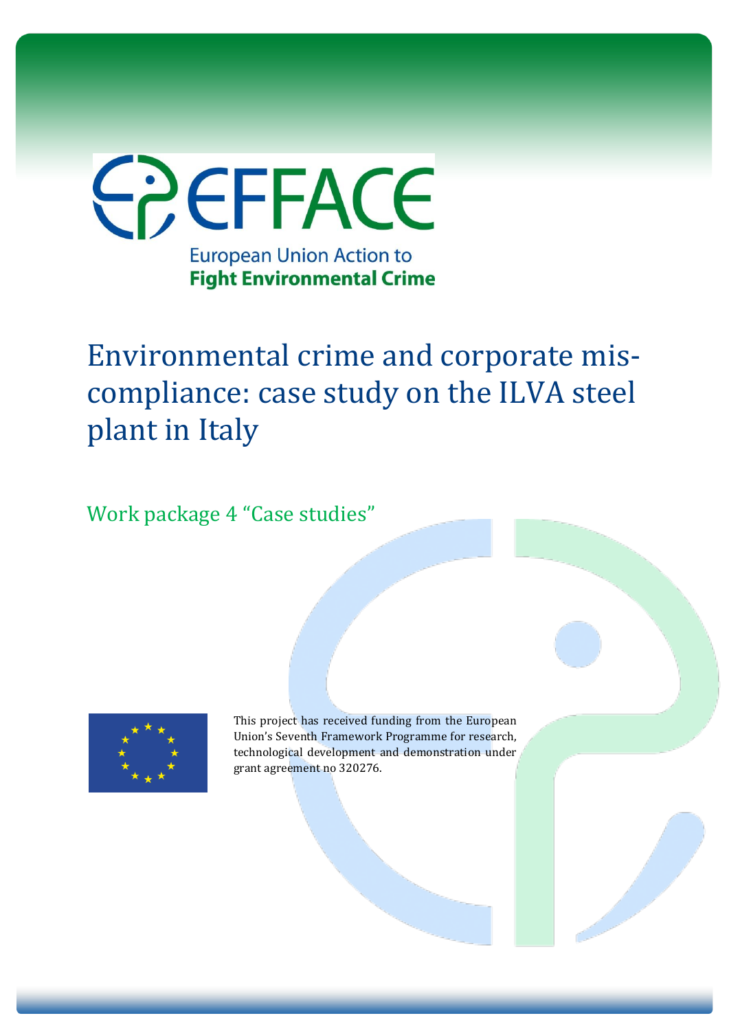EFFACE

European Union Action to **Fight Environmental Crime**

# Environmental crime and corporate mis-compliance: case study on the ILVA steel plant in Italy

## Work package 4 “Case studies”

This project has received funding from the European Union’s Seventh Framework Programme for research, technological development and demonstration under grant agreement no 320276.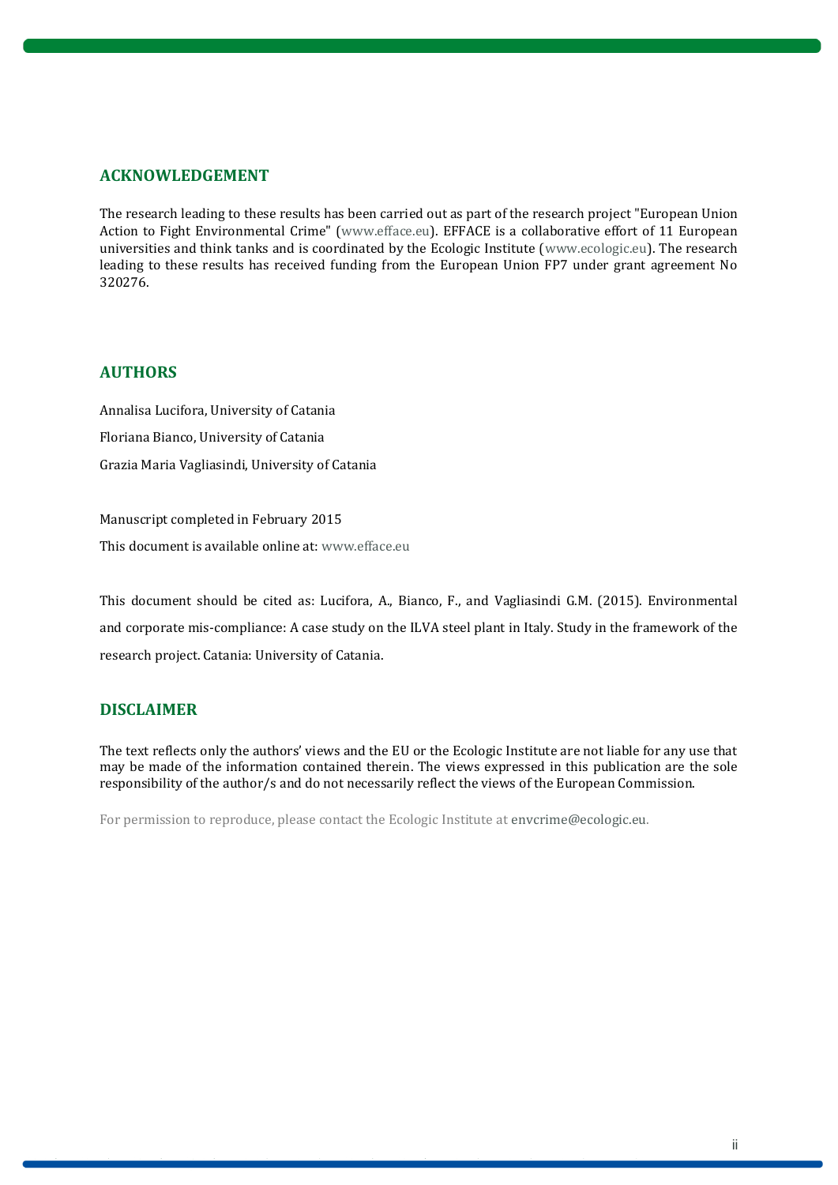## ACKNOWLEDGEMENT

The research leading to these results has been carried out as part of the research project "European Union Action to Fight Environmental Crime" (www.efface.eu). EFFACE is a collaborative effort of 11 European universities and think tanks and is coordinated by the Ecologic Institute (www.ecologic.eu). The research leading to these results has received funding from the European Union FP7 under grant agreement No 320276.

## AUTHORS

Annalisa Lucifora, University of Catania

Floriana Bianco, University of Catania

Grazia Maria Vagliasindi, University of Catania

Manuscript completed in February 2015

This document is available online at: www.efface.eu

This document should be cited as: Lucifora, A., Bianco, F., and Vagliasindi G.M. (2015). Environmental and corporate mis-compliance: A case study on the ILVA steel plant in Italy. Study in the framework of the research project. Catania: University of Catania.

## DISCLAIMER

The text reflects only the authors' views and the EU or the Ecologic Institute are not liable for any use that may be made of the information contained therein. The views expressed in this publication are the sole responsibility of the author/s and do not necessarily reflect the views of the European Commission.

For permission to reproduce, please contact the Ecologic Institute at envcrime@ecologic.eu.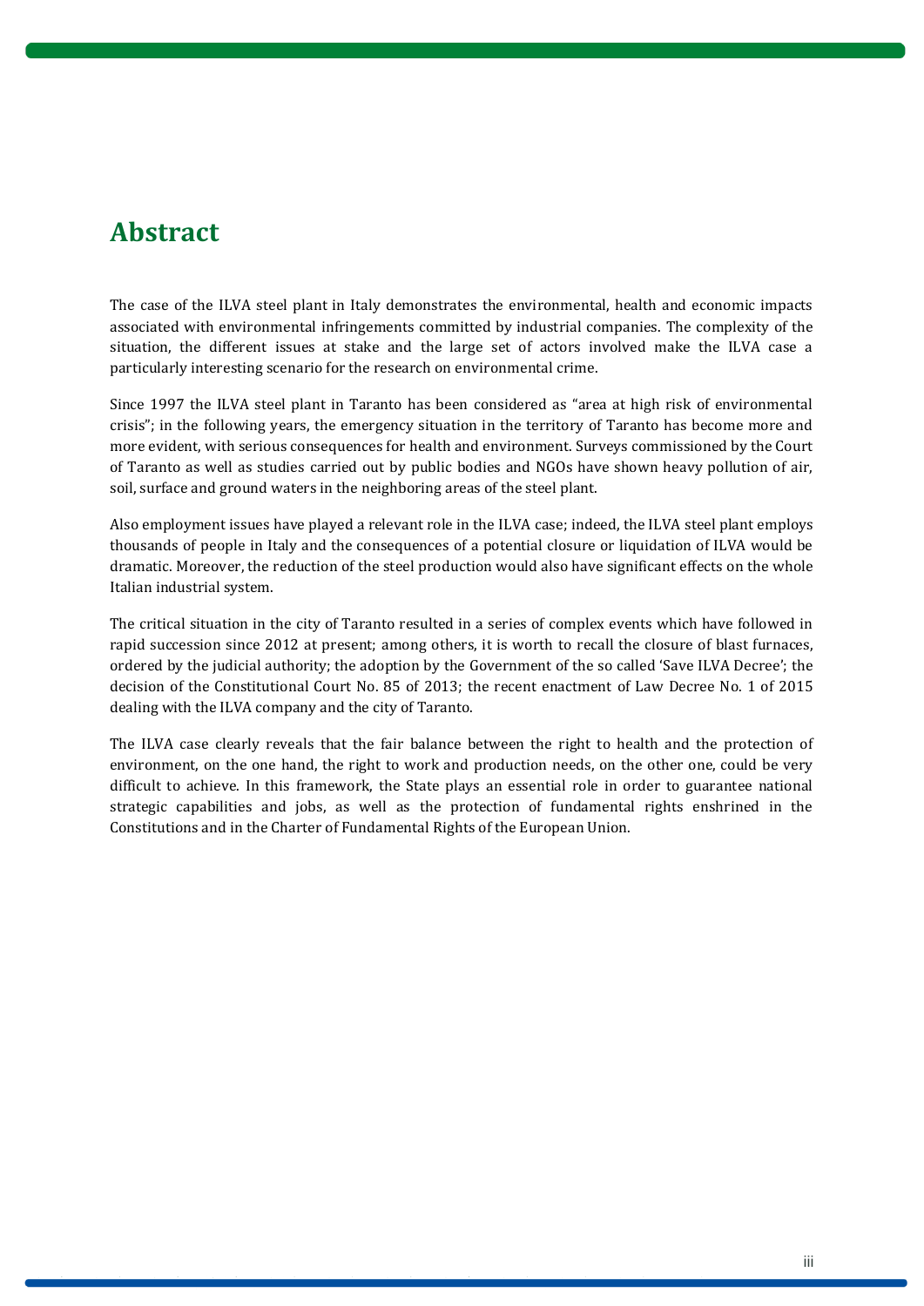# Abstract

The case of the ILVA steel plant in Italy demonstrates the environmental, health and economic impacts associated with environmental infringements committed by industrial companies. The complexity of the situation, the different issues at stake and the large set of actors involved make the ILVA case a particularly interesting scenario for the research on environmental crime.

Since 1997 the ILVA steel plant in Taranto has been considered as "area at high risk of environmental crisis"; in the following years, the emergency situation in the territory of Taranto has become more and more evident, with serious consequences for health and environment. Surveys commissioned by the Court of Taranto as well as studies carried out by public bodies and NGOs have shown heavy pollution of air, soil, surface and ground waters in the neighboring areas of the steel plant.

Also employment issues have played a relevant role in the ILVA case; indeed, the ILVA steel plant employs thousands of people in Italy and the consequences of a potential closure or liquidation of ILVA would be dramatic. Moreover, the reduction of the steel production would also have significant effects on the whole Italian industrial system.

The critical situation in the city of Taranto resulted in a series of complex events which have followed in rapid succession since 2012 at present; among others, it is worth to recall the closure of blast furnaces, ordered by the judicial authority; the adoption by the Government of the so called 'Save ILVA Decree'; the decision of the Constitutional Court No. 85 of 2013; the recent enactment of Law Decree No. 1 of 2015 dealing with the ILVA company and the city of Taranto.

The ILVA case clearly reveals that the fair balance between the right to health and the protection of environment, on the one hand, the right to work and production needs, on the other one, could be very difficult to achieve. In this framework, the State plays an essential role in order to guarantee national strategic capabilities and jobs, as well as the protection of fundamental rights enshrined in the Constitutions and in the Charter of Fundamental Rights of the European Union.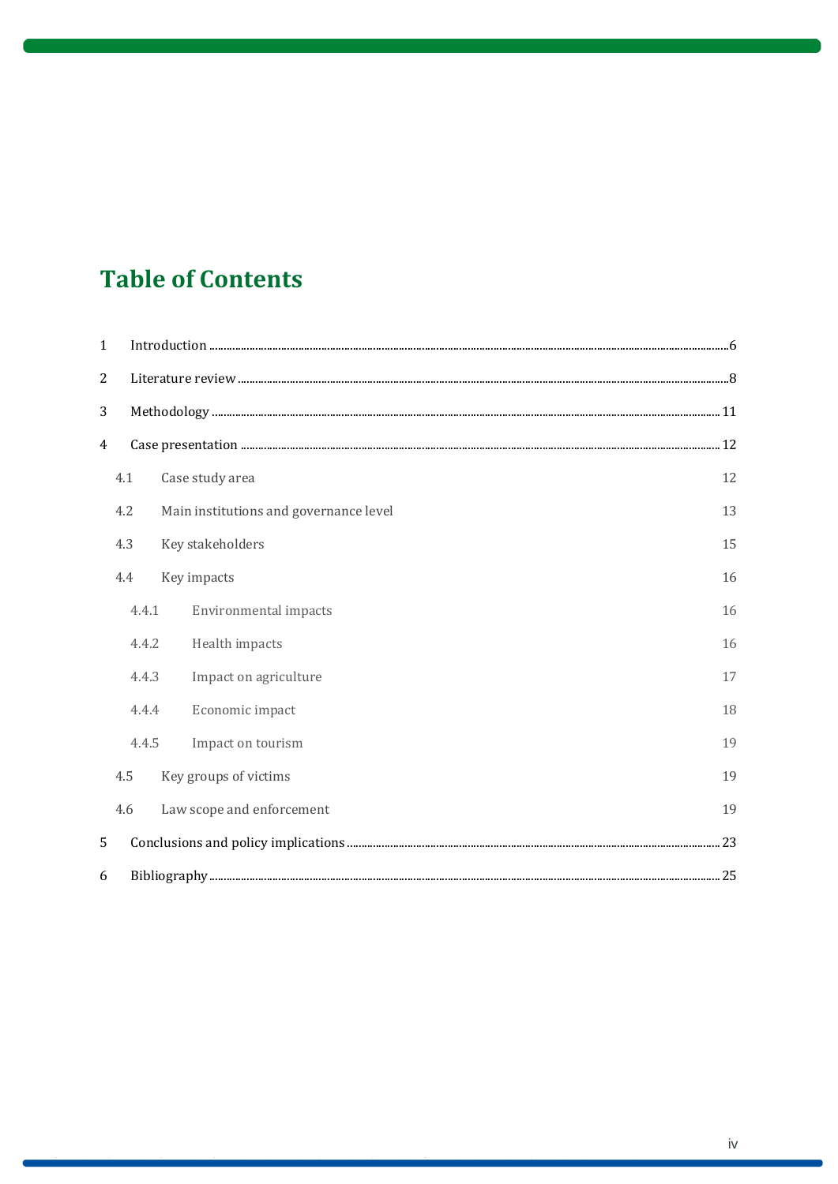# Table of Contents

1 Introduction ....6

2 Literature review ....8

3 Methodology ....11

4 Case presentation ....12

- 4.1 Case study area 12
- 4.2 Main institutions and governance level 13
- 4.3 Key stakeholders 15
- 4.4 Key impacts 16
  - 4.4.1 Environmental impacts 16
  - 4.4.2 Health impacts 16
  - 4.4.3 Impact on agriculture 17
  - 4.4.4 Economic impact 18
  - 4.4.5 Impact on tourism 19
- 4.5 Key groups of victims 19
- 4.6 Law scope and enforcement 19

5 Conclusions and policy implications ....23

6 Bibliography ....25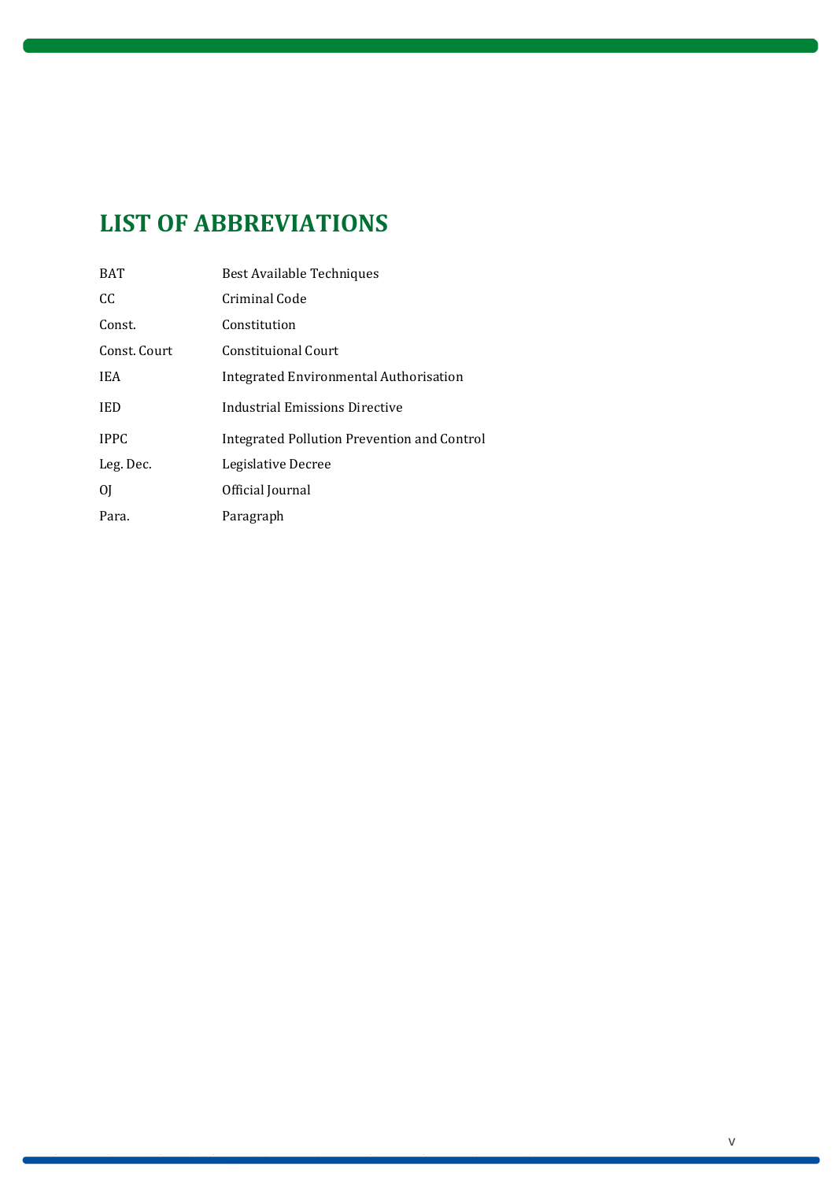# LIST OF ABBREVIATIONS

| | |
|---|---|
| BAT | Best Available Techniques |
| CC | Criminal Code |
| Const. | Constitution |
| Const. Court | Constituional Court |
| IEA | Integrated Environmental Authorisation |
| IED | Industrial Emissions Directive |
| IPPC | Integrated Pollution Prevention and Control |
| Leg. Dec. | Legislative Decree |
| OJ | Official Journal |
| Para. | Paragraph |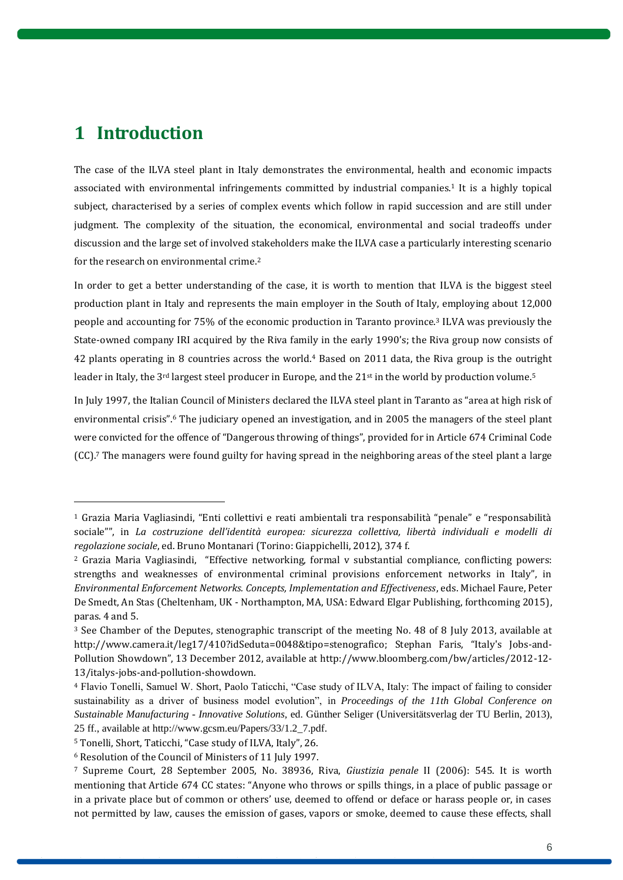# 1 Introduction

The case of the ILVA steel plant in Italy demonstrates the environmental, health and economic impacts associated with environmental infringements committed by industrial companies.[1] It is a highly topical subject, characterised by a series of complex events which follow in rapid succession and are still under judgment. The complexity of the situation, the economical, environmental and social tradeoffs under discussion and the large set of involved stakeholders make the ILVA case a particularly interesting scenario for the research on environmental crime.[2]

In order to get a better understanding of the case, it is worth to mention that ILVA is the biggest steel production plant in Italy and represents the main employer in the South of Italy, employing about 12,000 people and accounting for 75% of the economic production in Taranto province.[3] ILVA was previously the State-owned company IRI acquired by the Riva family in the early 1990's; the Riva group now consists of 42 plants operating in 8 countries across the world.[4] Based on 2011 data, the Riva group is the outright leader in Italy, the 3rd largest steel producer in Europe, and the 21st in the world by production volume.[5]

In July 1997, the Italian Council of Ministers declared the ILVA steel plant in Taranto as "area at high risk of environmental crisis".[6] The judiciary opened an investigation, and in 2005 the managers of the steel plant were convicted for the offence of "Dangerous throwing of things", provided for in Article 674 Criminal Code (CC).[7] The managers were found guilty for having spread in the neighboring areas of the steel plant a large

---

[1] Grazia Maria Vagliasindi, "Enti collettivi e reati ambientali tra responsabilità "penale" e "responsabilità sociale"", in *La costruzione dell'identità europea: sicurezza collettiva, libertà individuali e modelli di regolazione sociale*, ed. Bruno Montanari (Torino: Giappichelli, 2012), 374 f.

[2] Grazia Maria Vagliasindi, "Effective networking, formal v substantial compliance, conflicting powers: strengths and weaknesses of environmental criminal provisions enforcement networks in Italy", in *Environmental Enforcement Networks. Concepts, Implementation and Effectiveness*, eds. Michael Faure, Peter De Smedt, An Stas (Cheltenham, UK - Northampton, MA, USA: Edward Elgar Publishing, forthcoming 2015), paras. 4 and 5.

[3] See Chamber of the Deputes, stenographic transcript of the meeting No. 48 of 8 July 2013, available at http://www.camera.it/leg17/410?idSeduta=0048&tipo=stenografico; Stephan Faris, "Italy's Jobs-and-Pollution Showdown", 13 December 2012, available at http://www.bloomberg.com/bw/articles/2012-12-13/italys-jobs-and-pollution-showdown.

[4] Flavio Tonelli, Samuel W. Short, Paolo Taticchi, "Case study of ILVA, Italy: The impact of failing to consider sustainability as a driver of business model evolution", in *Proceedings of the 11th Global Conference on Sustainable Manufacturing - Innovative Solutions*, ed. Günther Seliger (Universitätsverlag der TU Berlin, 2013), 25 ff., available at http://www.gcsm.eu/Papers/33/1.2_7.pdf.

[5] Tonelli, Short, Taticchi, "Case study of ILVA, Italy", 26.

[6] Resolution of the Council of Ministers of 11 July 1997.

[7] Supreme Court, 28 September 2005, No. 38936, Riva, *Giustizia penale* II (2006): 545. It is worth mentioning that Article 674 CC states: "Anyone who throws or spills things, in a place of public passage or in a private place but of common or others' use, deemed to offend or deface or harass people or, in cases not permitted by law, causes the emission of gases, vapors or smoke, deemed to cause these effects, shall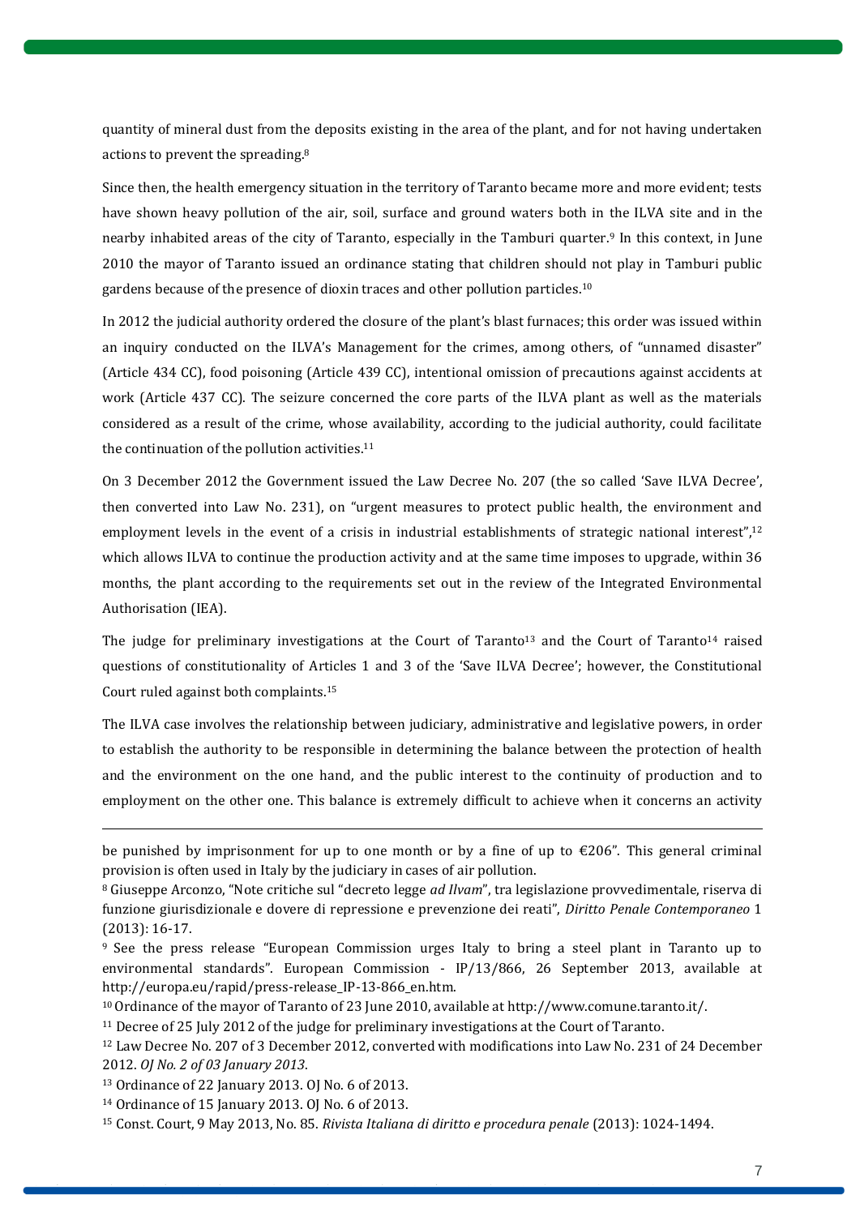quantity of mineral dust from the deposits existing in the area of the plant, and for not having undertaken actions to prevent the spreading.[8]

Since then, the health emergency situation in the territory of Taranto became more and more evident; tests have shown heavy pollution of the air, soil, surface and ground waters both in the ILVA site and in the nearby inhabited areas of the city of Taranto, especially in the Tamburi quarter.[9] In this context, in June 2010 the mayor of Taranto issued an ordinance stating that children should not play in Tamburi public gardens because of the presence of dioxin traces and other pollution particles.[10]

In 2012 the judicial authority ordered the closure of the plant's blast furnaces; this order was issued within an inquiry conducted on the ILVA's Management for the crimes, among others, of "unnamed disaster" (Article 434 CC), food poisoning (Article 439 CC), intentional omission of precautions against accidents at work (Article 437 CC). The seizure concerned the core parts of the ILVA plant as well as the materials considered as a result of the crime, whose availability, according to the judicial authority, could facilitate the continuation of the pollution activities.[11]

On 3 December 2012 the Government issued the Law Decree No. 207 (the so called 'Save ILVA Decree', then converted into Law No. 231), on "urgent measures to protect public health, the environment and employment levels in the event of a crisis in industrial establishments of strategic national interest",[12] which allows ILVA to continue the production activity and at the same time imposes to upgrade, within 36 months, the plant according to the requirements set out in the review of the Integrated Environmental Authorisation (IEA).

The judge for preliminary investigations at the Court of Taranto[13] and the Court of Taranto[14] raised questions of constitutionality of Articles 1 and 3 of the 'Save ILVA Decree'; however, the Constitutional Court ruled against both complaints.[15]

The ILVA case involves the relationship between judiciary, administrative and legislative powers, in order to establish the authority to be responsible in determining the balance between the protection of health and the environment on the one hand, and the public interest to the continuity of production and to employment on the other one. This balance is extremely difficult to achieve when it concerns an activity

---

be punished by imprisonment for up to one month or by a fine of up to €206". This general criminal provision is often used in Italy by the judiciary in cases of air pollution.

[8] Giuseppe Arconzo, "Note critiche sul "decreto legge *ad Ilvam*", tra legislazione provvedimentale, riserva di funzione giurisdizionale e dovere di repressione e prevenzione dei reati", *Diritto Penale Contemporaneo* 1 (2013): 16-17.

[9] See the press release "European Commission urges Italy to bring a steel plant in Taranto up to environmental standards". European Commission - IP/13/866, 26 September 2013, available at http://europa.eu/rapid/press-release_IP-13-866_en.htm.

[10] Ordinance of the mayor of Taranto of 23 June 2010, available at http://www.comune.taranto.it/.

[11] Decree of 25 July 2012 of the judge for preliminary investigations at the Court of Taranto.

[12] Law Decree No. 207 of 3 December 2012, converted with modifications into Law No. 231 of 24 December 2012. *OJ No. 2 of 03 January 2013.*

[13] Ordinance of 22 January 2013. OJ No. 6 of 2013.

[14] Ordinance of 15 January 2013. OJ No. 6 of 2013.

[15] Const. Court, 9 May 2013, No. 85. *Rivista Italiana di diritto e procedura penale* (2013): 1024-1494.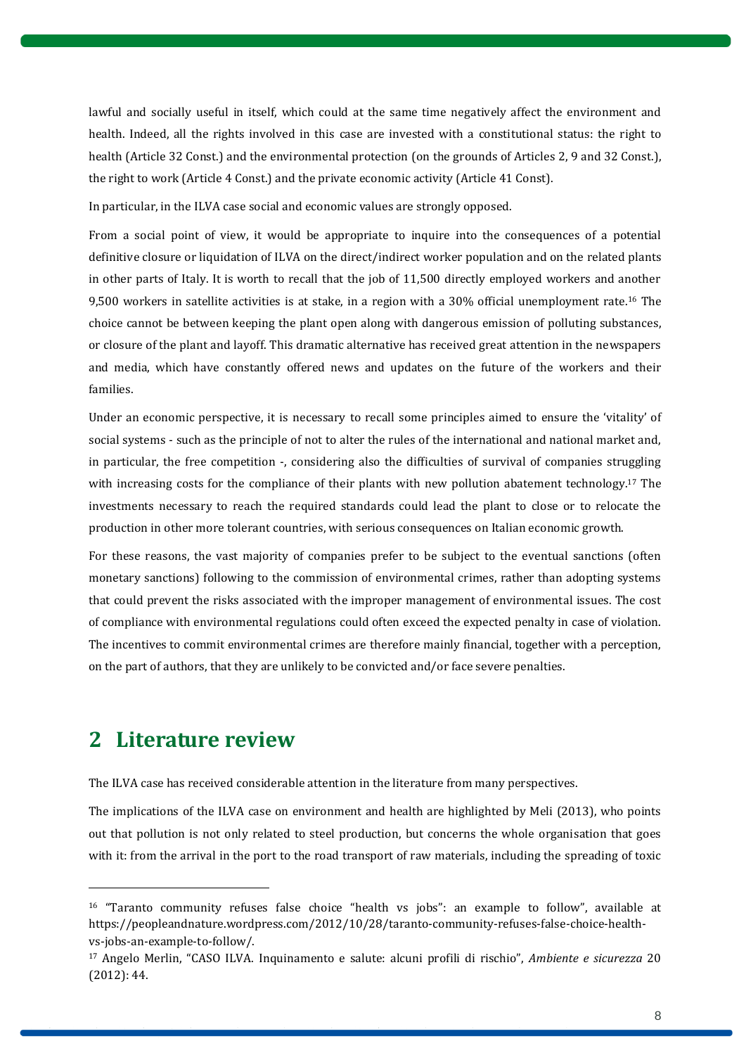lawful and socially useful in itself, which could at the same time negatively affect the environment and health. Indeed, all the rights involved in this case are invested with a constitutional status: the right to health (Article 32 Const.) and the environmental protection (on the grounds of Articles 2, 9 and 32 Const.), the right to work (Article 4 Const.) and the private economic activity (Article 41 Const).

In particular, in the ILVA case social and economic values are strongly opposed.

From a social point of view, it would be appropriate to inquire into the consequences of a potential definitive closure or liquidation of ILVA on the direct/indirect worker population and on the related plants in other parts of Italy. It is worth to recall that the job of 11,500 directly employed workers and another 9,500 workers in satellite activities is at stake, in a region with a 30% official unemployment rate.[16] The choice cannot be between keeping the plant open along with dangerous emission of polluting substances, or closure of the plant and layoff. This dramatic alternative has received great attention in the newspapers and media, which have constantly offered news and updates on the future of the workers and their families.

Under an economic perspective, it is necessary to recall some principles aimed to ensure the 'vitality' of social systems - such as the principle of not to alter the rules of the international and national market and, in particular, the free competition -, considering also the difficulties of survival of companies struggling with increasing costs for the compliance of their plants with new pollution abatement technology.[17] The investments necessary to reach the required standards could lead the plant to close or to relocate the production in other more tolerant countries, with serious consequences on Italian economic growth.

For these reasons, the vast majority of companies prefer to be subject to the eventual sanctions (often monetary sanctions) following to the commission of environmental crimes, rather than adopting systems that could prevent the risks associated with the improper management of environmental issues. The cost of compliance with environmental regulations could often exceed the expected penalty in case of violation. The incentives to commit environmental crimes are therefore mainly financial, together with a perception, on the part of authors, that they are unlikely to be convicted and/or face severe penalties.

## 2 Literature review

The ILVA case has received considerable attention in the literature from many perspectives.

The implications of the ILVA case on environment and health are highlighted by Meli (2013), who points out that pollution is not only related to steel production, but concerns the whole organisation that goes with it: from the arrival in the port to the road transport of raw materials, including the spreading of toxic

---

[16] "Taranto community refuses false choice "health vs jobs": an example to follow", available at https://peopleandnature.wordpress.com/2012/10/28/taranto-community-refuses-false-choice-health-vs-jobs-an-example-to-follow/.

[17] Angelo Merlin, "CASO ILVA. Inquinamento e salute: alcuni profili di rischio", *Ambiente e sicurezza* 20 (2012): 44.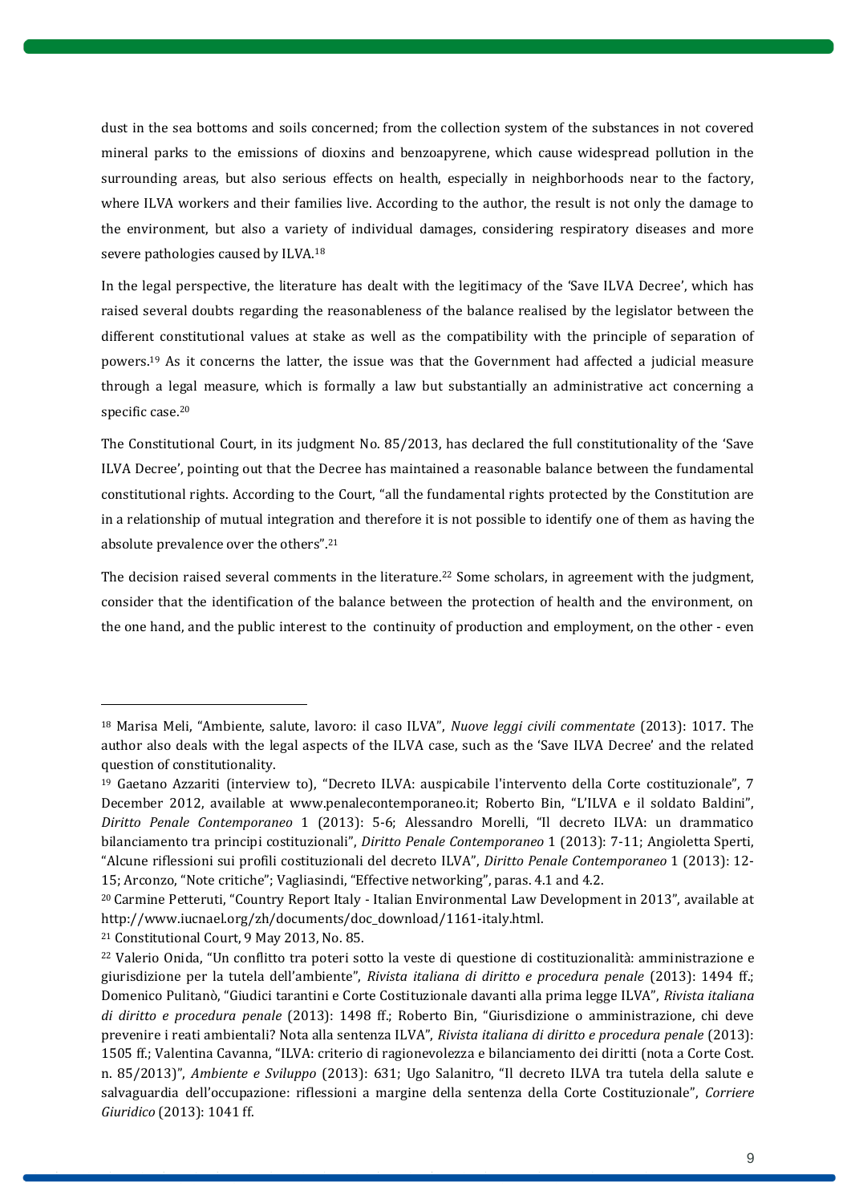dust in the sea bottoms and soils concerned; from the collection system of the substances in not covered mineral parks to the emissions of dioxins and benzoapyrene, which cause widespread pollution in the surrounding areas, but also serious effects on health, especially in neighborhoods near to the factory, where ILVA workers and their families live. According to the author, the result is not only the damage to the environment, but also a variety of individual damages, considering respiratory diseases and more severe pathologies caused by ILVA.[18]

In the legal perspective, the literature has dealt with the legitimacy of the 'Save ILVA Decree', which has raised several doubts regarding the reasonableness of the balance realised by the legislator between the different constitutional values at stake as well as the compatibility with the principle of separation of powers.[19] As it concerns the latter, the issue was that the Government had affected a judicial measure through a legal measure, which is formally a law but substantially an administrative act concerning a specific case.[20]

The Constitutional Court, in its judgment No. 85/2013, has declared the full constitutionality of the 'Save ILVA Decree', pointing out that the Decree has maintained a reasonable balance between the fundamental constitutional rights. According to the Court, "all the fundamental rights protected by the Constitution are in a relationship of mutual integration and therefore it is not possible to identify one of them as having the absolute prevalence over the others".[21]

The decision raised several comments in the literature.[22] Some scholars, in agreement with the judgment, consider that the identification of the balance between the protection of health and the environment, on the one hand, and the public interest to the continuity of production and employment, on the other - even

---

[18] Marisa Meli, "Ambiente, salute, lavoro: il caso ILVA", *Nuove leggi civili commentate* (2013): 1017. The author also deals with the legal aspects of the ILVA case, such as the 'Save ILVA Decree' and the related question of constitutionality.

[19] Gaetano Azzariti (interview to), "Decreto ILVA: auspicabile l'intervento della Corte costituzionale", 7 December 2012, available at www.penalecontemporaneo.it; Roberto Bin, "L'ILVA e il soldato Baldini", *Diritto Penale Contemporaneo* 1 (2013): 5-6; Alessandro Morelli, "Il decreto ILVA: un drammatico bilanciamento tra principi costituzionali", *Diritto Penale Contemporaneo* 1 (2013): 7-11; Angioletta Sperti, "Alcune riflessioni sui profili costituzionali del decreto ILVA", *Diritto Penale Contemporaneo* 1 (2013): 12-15; Arconzo, "Note critiche"; Vagliasindi, "Effective networking", paras. 4.1 and 4.2.

[20] Carmine Petteruti, "Country Report Italy - Italian Environmental Law Development in 2013", available at http://www.iucnael.org/zh/documents/doc_download/1161-italy.html.

[21] Constitutional Court, 9 May 2013, No. 85.

[22] Valerio Onida, "Un conflitto tra poteri sotto la veste di questione di costituzionalità: amministrazione e giurisdizione per la tutela dell'ambiente", *Rivista italiana di diritto e procedura penale* (2013): 1494 ff.; Domenico Pulitanò, "Giudici tarantini e Corte Costituzionale davanti alla prima legge ILVA", *Rivista italiana di diritto e procedura penale* (2013): 1498 ff.; Roberto Bin, "Giurisdizione o amministrazione, chi deve prevenire i reati ambientali? Nota alla sentenza ILVA", *Rivista italiana di diritto e procedura penale* (2013): 1505 ff.; Valentina Cavanna, "ILVA: criterio di ragionevolezza e bilanciamento dei diritti (nota a Corte Cost. n. 85/2013)", *Ambiente e Sviluppo* (2013): 631; Ugo Salanitro, "Il decreto ILVA tra tutela della salute e salvaguardia dell'occupazione: riflessioni a margine della sentenza della Corte Costituzionale", *Corriere Giuridico* (2013): 1041 ff.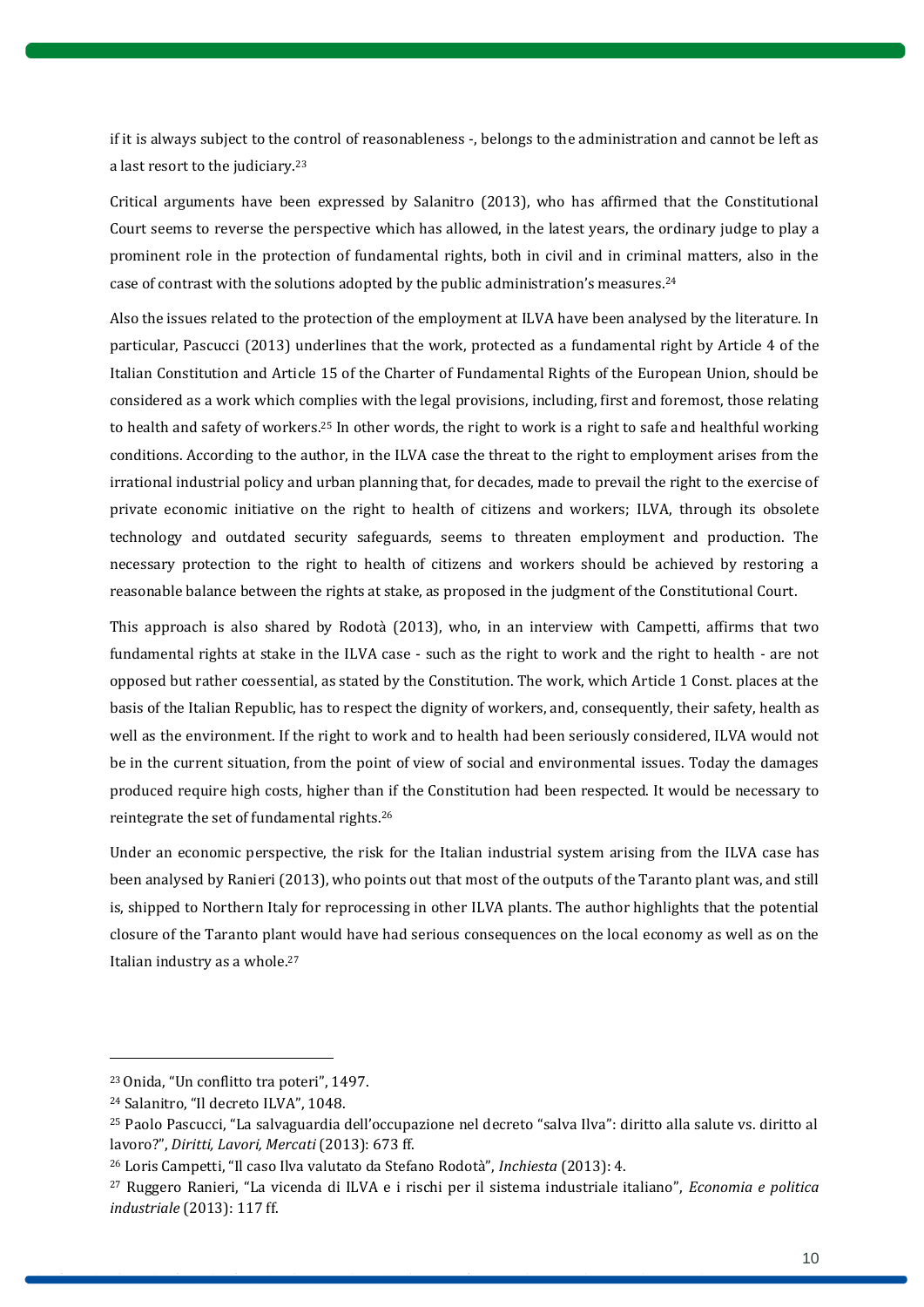if it is always subject to the control of reasonableness -, belongs to the administration and cannot be left as a last resort to the judiciary.[23]

Critical arguments have been expressed by Salanitro (2013), who has affirmed that the Constitutional Court seems to reverse the perspective which has allowed, in the latest years, the ordinary judge to play a prominent role in the protection of fundamental rights, both in civil and in criminal matters, also in the case of contrast with the solutions adopted by the public administration's measures.[24]

Also the issues related to the protection of the employment at ILVA have been analysed by the literature. In particular, Pascucci (2013) underlines that the work, protected as a fundamental right by Article 4 of the Italian Constitution and Article 15 of the Charter of Fundamental Rights of the European Union, should be considered as a work which complies with the legal provisions, including, first and foremost, those relating to health and safety of workers.[25] In other words, the right to work is a right to safe and healthful working conditions. According to the author, in the ILVA case the threat to the right to employment arises from the irrational industrial policy and urban planning that, for decades, made to prevail the right to the exercise of private economic initiative on the right to health of citizens and workers; ILVA, through its obsolete technology and outdated security safeguards, seems to threaten employment and production. The necessary protection to the right to health of citizens and workers should be achieved by restoring a reasonable balance between the rights at stake, as proposed in the judgment of the Constitutional Court.

This approach is also shared by Rodotà (2013), who, in an interview with Campetti, affirms that two fundamental rights at stake in the ILVA case - such as the right to work and the right to health - are not opposed but rather coessential, as stated by the Constitution. The work, which Article 1 Const. places at the basis of the Italian Republic, has to respect the dignity of workers, and, consequently, their safety, health as well as the environment. If the right to work and to health had been seriously considered, ILVA would not be in the current situation, from the point of view of social and environmental issues. Today the damages produced require high costs, higher than if the Constitution had been respected. It would be necessary to reintegrate the set of fundamental rights.[26]

Under an economic perspective, the risk for the Italian industrial system arising from the ILVA case has been analysed by Ranieri (2013), who points out that most of the outputs of the Taranto plant was, and still is, shipped to Northern Italy for reprocessing in other ILVA plants. The author highlights that the potential closure of the Taranto plant would have had serious consequences on the local economy as well as on the Italian industry as a whole.[27]

---

[23] Onida, "Un conflitto tra poteri", 1497.

[24] Salanitro, "Il decreto ILVA", 1048.

[25] Paolo Pascucci, "La salvaguardia dell'occupazione nel decreto "salva Ilva": diritto alla salute vs. diritto al lavoro?", *Diritti, Lavori, Mercati* (2013): 673 ff.

[26] Loris Campetti, "Il caso Ilva valutato da Stefano Rodotà", *Inchiesta* (2013): 4.

[27] Ruggero Ranieri, "La vicenda di ILVA e i rischi per il sistema industriale italiano", *Economia e politica industriale* (2013): 117 ff.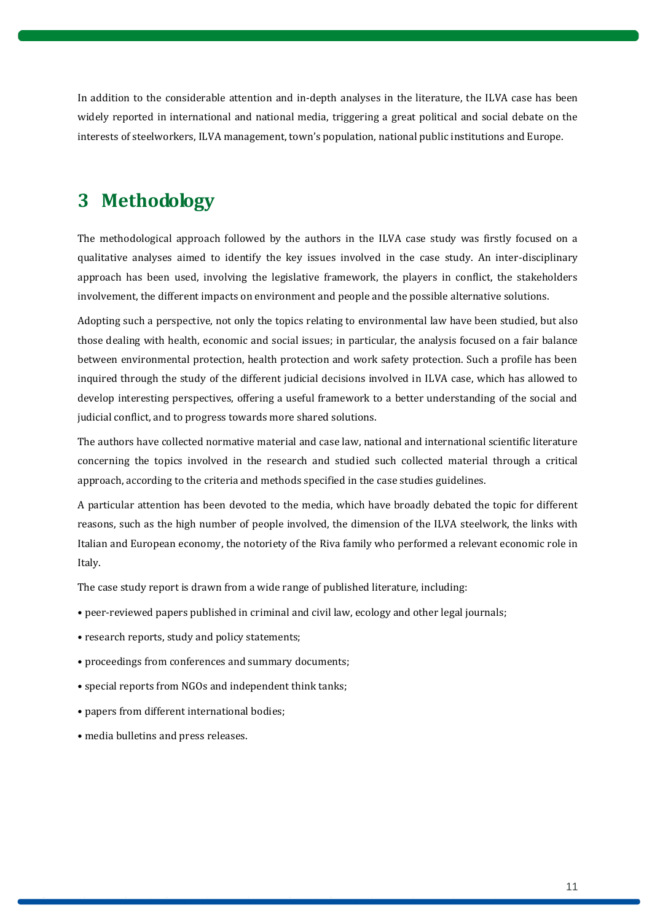In addition to the considerable attention and in-depth analyses in the literature, the ILVA case has been widely reported in international and national media, triggering a great political and social debate on the interests of steelworkers, ILVA management, town's population, national public institutions and Europe.

# 3 Methodology

The methodological approach followed by the authors in the ILVA case study was firstly focused on a qualitative analyses aimed to identify the key issues involved in the case study. An inter-disciplinary approach has been used, involving the legislative framework, the players in conflict, the stakeholders involvement, the different impacts on environment and people and the possible alternative solutions.

Adopting such a perspective, not only the topics relating to environmental law have been studied, but also those dealing with health, economic and social issues; in particular, the analysis focused on a fair balance between environmental protection, health protection and work safety protection. Such a profile has been inquired through the study of the different judicial decisions involved in ILVA case, which has allowed to develop interesting perspectives, offering a useful framework to a better understanding of the social and judicial conflict, and to progress towards more shared solutions.

The authors have collected normative material and case law, national and international scientific literature concerning the topics involved in the research and studied such collected material through a critical approach, according to the criteria and methods specified in the case studies guidelines.

A particular attention has been devoted to the media, which have broadly debated the topic for different reasons, such as the high number of people involved, the dimension of the ILVA steelwork, the links with Italian and European economy, the notoriety of the Riva family who performed a relevant economic role in Italy.

The case study report is drawn from a wide range of published literature, including:

- peer-reviewed papers published in criminal and civil law, ecology and other legal journals;
- research reports, study and policy statements;
- proceedings from conferences and summary documents;
- special reports from NGOs and independent think tanks;
- papers from different international bodies;
- media bulletins and press releases.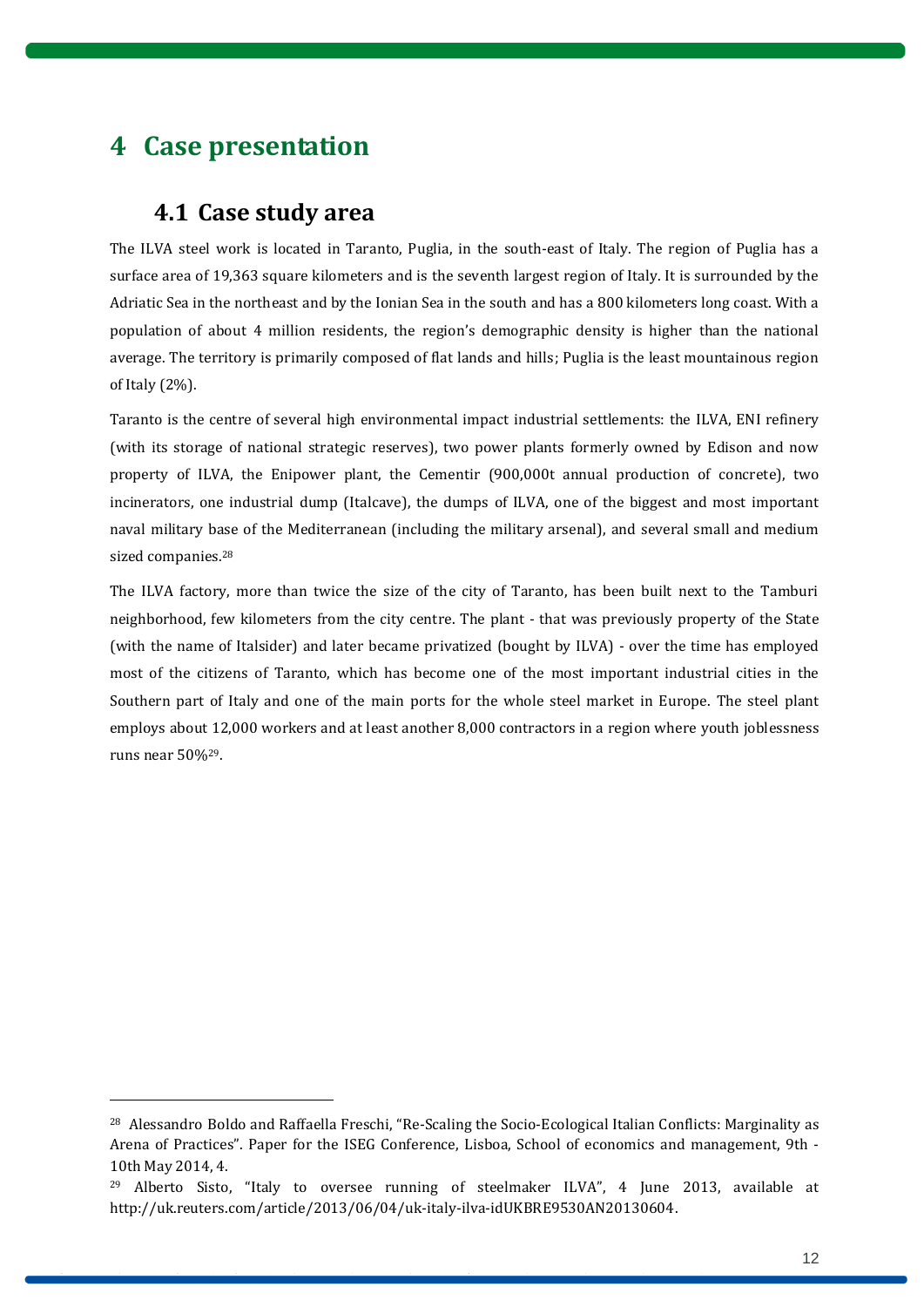# 4 Case presentation

## 4.1 Case study area

The ILVA steel work is located in Taranto, Puglia, in the south-east of Italy. The region of Puglia has a surface area of 19,363 square kilometers and is the seventh largest region of Italy. It is surrounded by the Adriatic Sea in the northeast and by the Ionian Sea in the south and has a 800 kilometers long coast. With a population of about 4 million residents, the region's demographic density is higher than the national average. The territory is primarily composed of flat lands and hills; Puglia is the least mountainous region of Italy (2%).

Taranto is the centre of several high environmental impact industrial settlements: the ILVA, ENI refinery (with its storage of national strategic reserves), two power plants formerly owned by Edison and now property of ILVA, the Enipower plant, the Cementir (900,000t annual production of concrete), two incinerators, one industrial dump (Italcave), the dumps of ILVA, one of the biggest and most important naval military base of the Mediterranean (including the military arsenal), and several small and medium sized companies.[28]

The ILVA factory, more than twice the size of the city of Taranto, has been built next to the Tamburi neighborhood, few kilometers from the city centre. The plant - that was previously property of the State (with the name of Italsider) and later became privatized (bought by ILVA) - over the time has employed most of the citizens of Taranto, which has become one of the most important industrial cities in the Southern part of Italy and one of the main ports for the whole steel market in Europe. The steel plant employs about 12,000 workers and at least another 8,000 contractors in a region where youth joblessness runs near 50%[29].

---

[28] Alessandro Boldo and Raffaella Freschi, "Re-Scaling the Socio-Ecological Italian Conflicts: Marginality as Arena of Practices". Paper for the ISEG Conference, Lisboa, School of economics and management, 9th - 10th May 2014, 4.

[29] Alberto Sisto, "Italy to oversee running of steelmaker ILVA", 4 June 2013, available at http://uk.reuters.com/article/2013/06/04/uk-italy-ilva-idUKBRE9530AN20130604.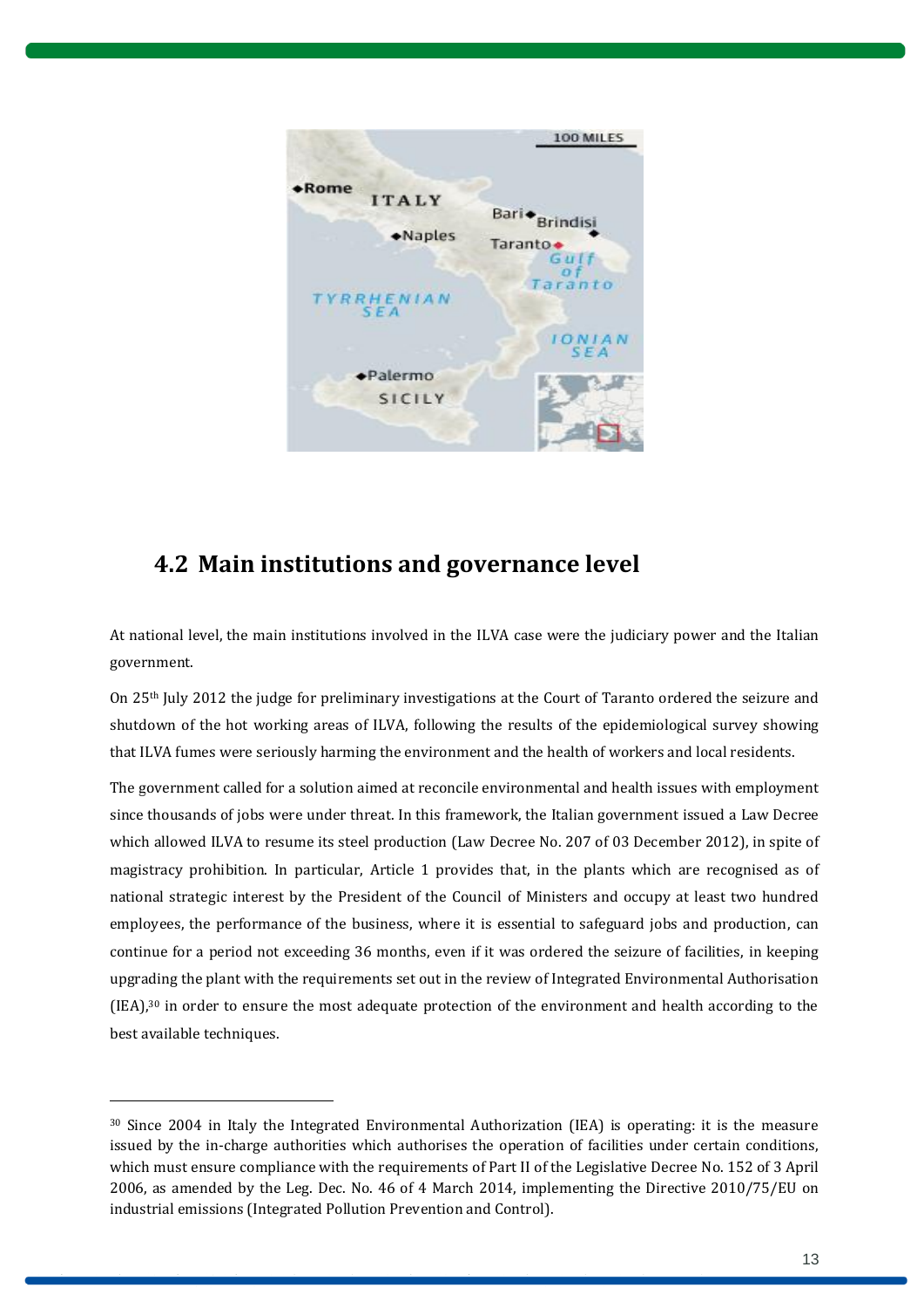## 4.2 Main institutions and governance level

At national level, the main institutions involved in the ILVA case were the judiciary power and the Italian government.

On 25th July 2012 the judge for preliminary investigations at the Court of Taranto ordered the seizure and shutdown of the hot working areas of ILVA, following the results of the epidemiological survey showing that ILVA fumes were seriously harming the environment and the health of workers and local residents.

The government called for a solution aimed at reconcile environmental and health issues with employment since thousands of jobs were under threat. In this framework, the Italian government issued a Law Decree which allowed ILVA to resume its steel production (Law Decree No. 207 of 03 December 2012), in spite of magistracy prohibition. In particular, Article 1 provides that, in the plants which are recognised as of national strategic interest by the President of the Council of Ministers and occupy at least two hundred employees, the performance of the business, where it is essential to safeguard jobs and production, can continue for a period not exceeding 36 months, even if it was ordered the seizure of facilities, in keeping upgrading the plant with the requirements set out in the review of Integrated Environmental Authorisation (IEA),[30] in order to ensure the most adequate protection of the environment and health according to the best available techniques.

---

[30] Since 2004 in Italy the Integrated Environmental Authorization (IEA) is operating: it is the measure issued by the in-charge authorities which authorises the operation of facilities under certain conditions, which must ensure compliance with the requirements of Part II of the Legislative Decree No. 152 of 3 April 2006, as amended by the Leg. Dec. No. 46 of 4 March 2014, implementing the Directive 2010/75/EU on industrial emissions (Integrated Pollution Prevention and Control).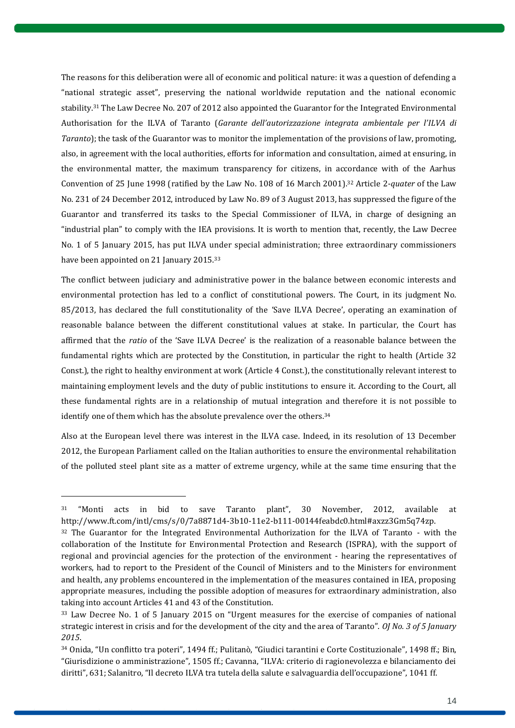The reasons for this deliberation were all of economic and political nature: it was a question of defending a "national strategic asset", preserving the national worldwide reputation and the national economic stability.[31] The Law Decree No. 207 of 2012 also appointed the Guarantor for the Integrated Environmental Authorisation for the ILVA of Taranto (*Garante dell'autorizzazione integrata ambientale per l'ILVA di Taranto*); the task of the Guarantor was to monitor the implementation of the provisions of law, promoting, also, in agreement with the local authorities, efforts for information and consultation, aimed at ensuring, in the environmental matter, the maximum transparency for citizens, in accordance with of the Aarhus Convention of 25 June 1998 (ratified by the Law No. 108 of 16 March 2001).[32] Article 2-*quater* of the Law No. 231 of 24 December 2012, introduced by Law No. 89 of 3 August 2013, has suppressed the figure of the Guarantor and transferred its tasks to the Special Commissioner of ILVA, in charge of designing an "industrial plan" to comply with the IEA provisions. It is worth to mention that, recently, the Law Decree No. 1 of 5 January 2015, has put ILVA under special administration; three extraordinary commissioners have been appointed on 21 January 2015.[33]

The conflict between judiciary and administrative power in the balance between economic interests and environmental protection has led to a conflict of constitutional powers. The Court, in its judgment No. 85/2013, has declared the full constitutionality of the 'Save ILVA Decree', operating an examination of reasonable balance between the different constitutional values at stake. In particular, the Court has affirmed that the *ratio* of the 'Save ILVA Decree' is the realization of a reasonable balance between the fundamental rights which are protected by the Constitution, in particular the right to health (Article 32 Const.), the right to healthy environment at work (Article 4 Const.), the constitutionally relevant interest to maintaining employment levels and the duty of public institutions to ensure it. According to the Court, all these fundamental rights are in a relationship of mutual integration and therefore it is not possible to identify one of them which has the absolute prevalence over the others.[34]

Also at the European level there was interest in the ILVA case. Indeed, in its resolution of 13 December 2012, the European Parliament called on the Italian authorities to ensure the environmental rehabilitation of the polluted steel plant site as a matter of extreme urgency, while at the same time ensuring that the

---

[31] "Monti acts in bid to save Taranto plant", 30 November, 2012, available at http://www.ft.com/intl/cms/s/0/7a8871d4-3b10-11e2-b111-00144feabdc0.html#axzz3Gm5q74zp.

[32] The Guarantor for the Integrated Environmental Authorization for the ILVA of Taranto - with the collaboration of the Institute for Environmental Protection and Research (ISPRA), with the support of regional and provincial agencies for the protection of the environment - hearing the representatives of workers, had to report to the President of the Council of Ministers and to the Ministers for environment and health, any problems encountered in the implementation of the measures contained in IEA, proposing appropriate measures, including the possible adoption of measures for extraordinary administration, also taking into account Articles 41 and 43 of the Constitution.

[33] Law Decree No. 1 of 5 January 2015 on "Urgent measures for the exercise of companies of national strategic interest in crisis and for the development of the city and the area of Taranto". *OJ No. 3 of 5 January 2015*.

[34] Onida, "Un conflitto tra poteri", 1494 ff.; Pulitanò, "Giudici tarantini e Corte Costituzionale", 1498 ff.; Bin, "Giurisdizione o amministrazione", 1505 ff.; Cavanna, "ILVA: criterio di ragionevolezza e bilanciamento dei diritti", 631; Salanitro, "Il decreto ILVA tra tutela della salute e salvaguardia dell'occupazione", 1041 ff.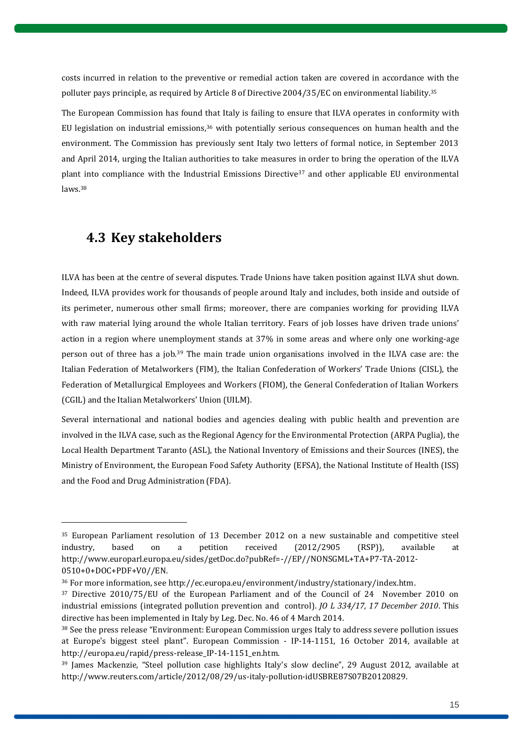costs incurred in relation to the preventive or remedial action taken are covered in accordance with the polluter pays principle, as required by Article 8 of Directive 2004/35/EC on environmental liability.[35]

The European Commission has found that Italy is failing to ensure that ILVA operates in conformity with EU legislation on industrial emissions,[36] with potentially serious consequences on human health and the environment. The Commission has previously sent Italy two letters of formal notice, in September 2013 and April 2014, urging the Italian authorities to take measures in order to bring the operation of the ILVA plant into compliance with the Industrial Emissions Directive[37] and other applicable EU environmental laws.[38]

## 4.3 Key stakeholders

ILVA has been at the centre of several disputes. Trade Unions have taken position against ILVA shut down. Indeed, ILVA provides work for thousands of people around Italy and includes, both inside and outside of its perimeter, numerous other small firms; moreover, there are companies working for providing ILVA with raw material lying around the whole Italian territory. Fears of job losses have driven trade unions' action in a region where unemployment stands at 37% in some areas and where only one working-age person out of three has a job.[39] The main trade union organisations involved in the ILVA case are: the Italian Federation of Metalworkers (FIM), the Italian Confederation of Workers' Trade Unions (CISL), the Federation of Metallurgical Employees and Workers (FIOM), the General Confederation of Italian Workers (CGIL) and the Italian Metalworkers' Union (UILM).

Several international and national bodies and agencies dealing with public health and prevention are involved in the ILVA case, such as the Regional Agency for the Environmental Protection (ARPA Puglia), the Local Health Department Taranto (ASL), the National Inventory of Emissions and their Sources (INES), the Ministry of Environment, the European Food Safety Authority (EFSA), the National Institute of Health (ISS) and the Food and Drug Administration (FDA).

---

[35] European Parliament resolution of 13 December 2012 on a new sustainable and competitive steel industry, based on a petition received (2012/2905 (RSP)), available at http://www.europarl.europa.eu/sides/getDoc.do?pubRef=-//EP//NONSGML+TA+P7-TA-2012-0510+0+DOC+PDF+V0//EN.

[36] For more information, see http://ec.europa.eu/environment/industry/stationary/index.htm.

[37] Directive 2010/75/EU of the European Parliament and of the Council of 24 November 2010 on industrial emissions (integrated pollution prevention and control). *JO L 334/17, 17 December 2010*. This directive has been implemented in Italy by Leg. Dec. No. 46 of 4 March 2014.

[38] See the press release "Environment: European Commission urges Italy to address severe pollution issues at Europe's biggest steel plant". European Commission - IP-14-1151, 16 October 2014, available at http://europa.eu/rapid/press-release_IP-14-1151_en.htm.

[39] James Mackenzie, "Steel pollution case highlights Italy's slow decline", 29 August 2012, available at http://www.reuters.com/article/2012/08/29/us-italy-pollution-idUSBRE87S07B20120829.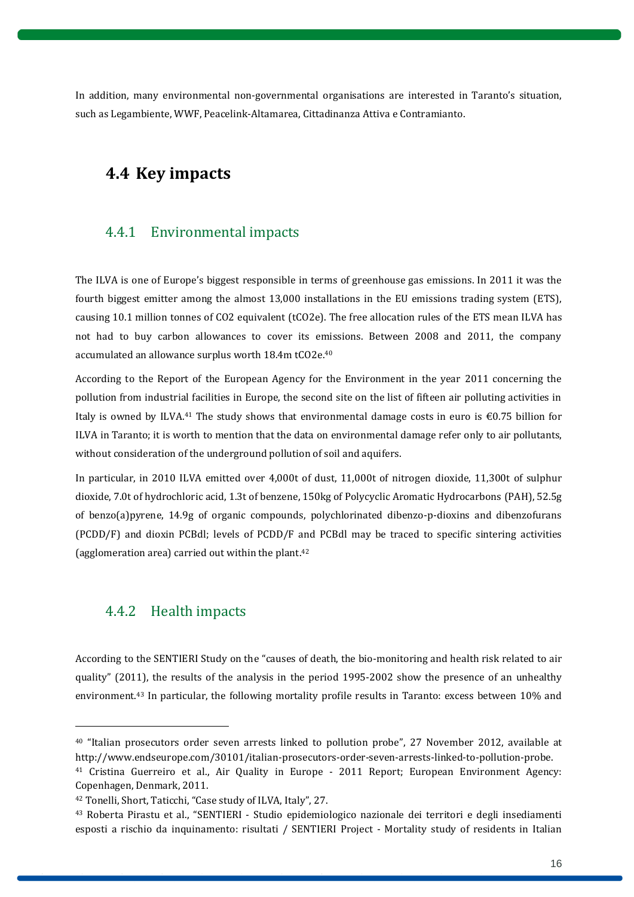In addition, many environmental non-governmental organisations are interested in Taranto's situation, such as Legambiente, WWF, Peacelink-Altamarea, Cittadinanza Attiva e Contramianto.

## 4.4 Key impacts

### 4.4.1 Environmental impacts

The ILVA is one of Europe's biggest responsible in terms of greenhouse gas emissions. In 2011 it was the fourth biggest emitter among the almost 13,000 installations in the EU emissions trading system (ETS), causing 10.1 million tonnes of CO2 equivalent (tCO2e). The free allocation rules of the ETS mean ILVA has not had to buy carbon allowances to cover its emissions. Between 2008 and 2011, the company accumulated an allowance surplus worth 18.4m tCO2e.[40]

According to the Report of the European Agency for the Environment in the year 2011 concerning the pollution from industrial facilities in Europe, the second site on the list of fifteen air polluting activities in Italy is owned by ILVA.[41] The study shows that environmental damage costs in euro is €0.75 billion for ILVA in Taranto; it is worth to mention that the data on environmental damage refer only to air pollutants, without consideration of the underground pollution of soil and aquifers.

In particular, in 2010 ILVA emitted over 4,000t of dust, 11,000t of nitrogen dioxide, 11,300t of sulphur dioxide, 7.0t of hydrochloric acid, 1.3t of benzene, 150kg of Polycyclic Aromatic Hydrocarbons (PAH), 52.5g of benzo(a)pyrene, 14.9g of organic compounds, polychlorinated dibenzo-p-dioxins and dibenzofurans (PCDD/F) and dioxin PCBdl; levels of PCDD/F and PCBdl may be traced to specific sintering activities (agglomeration area) carried out within the plant.[42]

### 4.4.2 Health impacts

According to the SENTIERI Study on the "causes of death, the bio-monitoring and health risk related to air quality" (2011), the results of the analysis in the period 1995-2002 show the presence of an unhealthy environment.[43] In particular, the following mortality profile results in Taranto: excess between 10% and

---

[40] "Italian prosecutors order seven arrests linked to pollution probe", 27 November 2012, available at http://www.endseurope.com/30101/italian-prosecutors-order-seven-arrests-linked-to-pollution-probe.

[41] Cristina Guerreiro et al., Air Quality in Europe - 2011 Report; European Environment Agency: Copenhagen, Denmark, 2011.

[42] Tonelli, Short, Taticchi, "Case study of ILVA, Italy", 27.

[43] Roberta Pirastu et al., "SENTIERI - Studio epidemiologico nazionale dei territori e degli insediamenti esposti a rischio da inquinamento: risultati / SENTIERI Project - Mortality study of residents in Italian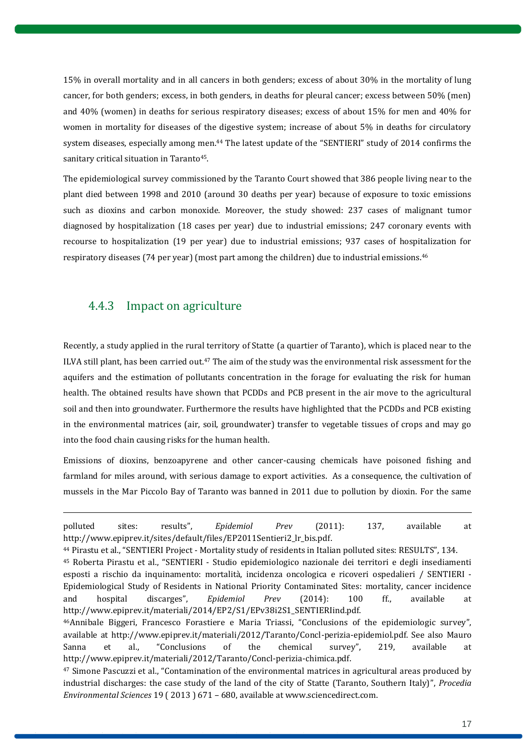15% in overall mortality and in all cancers in both genders; excess of about 30% in the mortality of lung cancer, for both genders; excess, in both genders, in deaths for pleural cancer; excess between 50% (men) and 40% (women) in deaths for serious respiratory diseases; excess of about 15% for men and 40% for women in mortality for diseases of the digestive system; increase of about 5% in deaths for circulatory system diseases, especially among men.[44] The latest update of the "SENTIERI" study of 2014 confirms the sanitary critical situation in Taranto[45].

The epidemiological survey commissioned by the Taranto Court showed that 386 people living near to the plant died between 1998 and 2010 (around 30 deaths per year) because of exposure to toxic emissions such as dioxins and carbon monoxide. Moreover, the study showed: 237 cases of malignant tumor diagnosed by hospitalization (18 cases per year) due to industrial emissions; 247 coronary events with recourse to hospitalization (19 per year) due to industrial emissions; 937 cases of hospitalization for respiratory diseases (74 per year) (most part among the children) due to industrial emissions.[46]

### 4.4.3 Impact on agriculture

Recently, a study applied in the rural territory of Statte (a quartier of Taranto), which is placed near to the ILVA still plant, has been carried out.[47] The aim of the study was the environmental risk assessment for the aquifers and the estimation of pollutants concentration in the forage for evaluating the risk for human health. The obtained results have shown that PCDDs and PCB present in the air move to the agricultural soil and then into groundwater. Furthermore the results have highlighted that the PCDDs and PCB existing in the environmental matrices (air, soil, groundwater) transfer to vegetable tissues of crops and may go into the food chain causing risks for the human health.

Emissions of dioxins, benzoapyrene and other cancer-causing chemicals have poisoned fishing and farmland for miles around, with serious damage to export activities. As a consequence, the cultivation of mussels in the Mar Piccolo Bay of Taranto was banned in 2011 due to pollution by dioxin. For the same

---

polluted sites: results", *Epidemiol Prev* (2011): 137, available at http://www.epiprev.it/sites/default/files/EP2011Sentieri2_lr_bis.pdf.

[44] Pirastu et al., "SENTIERI Project - Mortality study of residents in Italian polluted sites: RESULTS", 134.

[45] Roberta Pirastu et al., "SENTIERI - Studio epidemiologico nazionale dei territori e degli insediamenti esposti a rischio da inquinamento: mortalità, incidenza oncologica e ricoveri ospedalieri / SENTIERI - Epidemiological Study of Residents in National Priority Contaminated Sites: mortality, cancer incidence and hospital discarges", *Epidemiol Prev* (2014): 100 ff., available at http://www.epiprev.it/materiali/2014/EP2/S1/EPv38i2S1_SENTIERIind.pdf.

[46] Annibale Biggeri, Francesco Forastiere e Maria Triassi, "Conclusions of the epidemiologic survey", available at http://www.epiprev.it/materiali/2012/Taranto/Concl-perizia-epidemiol.pdf. See also Mauro Sanna et al., "Conclusions of the chemical survey", 219, available at http://www.epiprev.it/materiali/2012/Taranto/Concl-perizia-chimica.pdf.

[47] Simone Pascuzzi et al., "Contamination of the environmental matrices in agricultural areas produced by industrial discharges: the case study of the land of the city of Statte (Taranto, Southern Italy)", *Procedia Environmental Sciences* 19 ( 2013 ) 671 – 680, available at www.sciencedirect.com.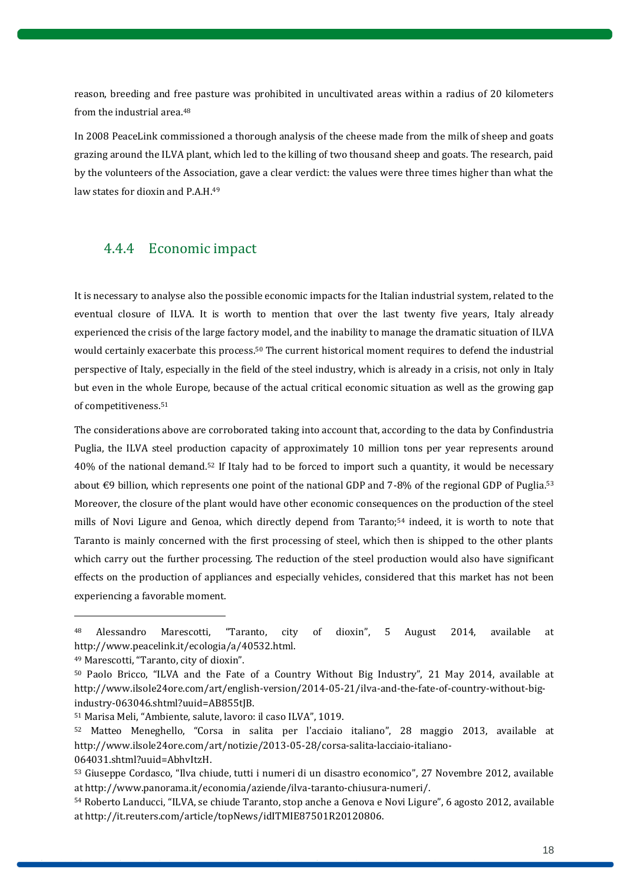reason, breeding and free pasture was prohibited in uncultivated areas within a radius of 20 kilometers from the industrial area.[48]

In 2008 PeaceLink commissioned a thorough analysis of the cheese made from the milk of sheep and goats grazing around the ILVA plant, which led to the killing of two thousand sheep and goats. The research, paid by the volunteers of the Association, gave a clear verdict: the values were three times higher than what the law states for dioxin and P.A.H.[49]

### 4.4.4 Economic impact

It is necessary to analyse also the possible economic impacts for the Italian industrial system, related to the eventual closure of ILVA. It is worth to mention that over the last twenty five years, Italy already experienced the crisis of the large factory model, and the inability to manage the dramatic situation of ILVA would certainly exacerbate this process.[50] The current historical moment requires to defend the industrial perspective of Italy, especially in the field of the steel industry, which is already in a crisis, not only in Italy but even in the whole Europe, because of the actual critical economic situation as well as the growing gap of competitiveness.[51]

The considerations above are corroborated taking into account that, according to the data by Confindustria Puglia, the ILVA steel production capacity of approximately 10 million tons per year represents around 40% of the national demand.[52] If Italy had to be forced to import such a quantity, it would be necessary about €9 billion, which represents one point of the national GDP and 7-8% of the regional GDP of Puglia.[53] Moreover, the closure of the plant would have other economic consequences on the production of the steel mills of Novi Ligure and Genoa, which directly depend from Taranto;[54] indeed, it is worth to note that Taranto is mainly concerned with the first processing of steel, which then is shipped to the other plants which carry out the further processing. The reduction of the steel production would also have significant effects on the production of appliances and especially vehicles, considered that this market has not been experiencing a favorable moment.

---

[48] Alessandro Marescotti, "Taranto, city of dioxin", 5 August 2014, available at http://www.peacelink.it/ecologia/a/40532.html.

[49] Marescotti, "Taranto, city of dioxin".

[50] Paolo Bricco, "ILVA and the Fate of a Country Without Big Industry", 21 May 2014, available at http://www.ilsole24ore.com/art/english-version/2014-05-21/ilva-and-the-fate-of-country-without-big-industry-063046.shtml?uuid=AB855tJB.

[51] Marisa Meli, "Ambiente, salute, lavoro: il caso ILVA", 1019.

[52] Matteo Meneghello, "Corsa in salita per l'acciaio italiano", 28 maggio 2013, available at http://www.ilsole24ore.com/art/notizie/2013-05-28/corsa-salita-lacciaio-italiano-064031.shtml?uuid=AbhvItzH.

[53] Giuseppe Cordasco, "Ilva chiude, tutti i numeri di un disastro economico", 27 Novembre 2012, available at http://www.panorama.it/economia/aziende/ilva-taranto-chiusura-numeri/.

[54] Roberto Landucci, "ILVA, se chiude Taranto, stop anche a Genova e Novi Ligure", 6 agosto 2012, available at http://it.reuters.com/article/topNews/idITMIE87501R20120806.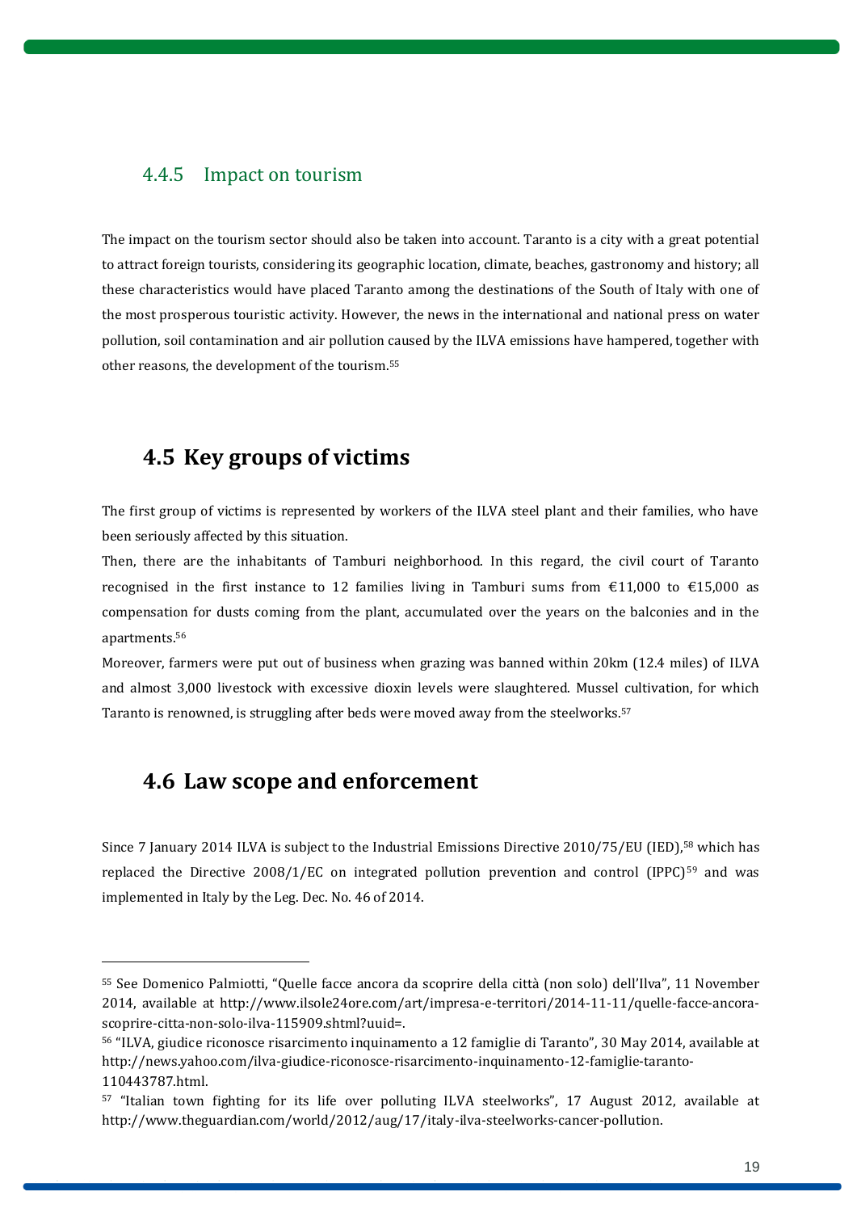### 4.4.5 Impact on tourism

The impact on the tourism sector should also be taken into account. Taranto is a city with a great potential to attract foreign tourists, considering its geographic location, climate, beaches, gastronomy and history; all these characteristics would have placed Taranto among the destinations of the South of Italy with one of the most prosperous touristic activity. However, the news in the international and national press on water pollution, soil contamination and air pollution caused by the ILVA emissions have hampered, together with other reasons, the development of the tourism.[55]

## 4.5 Key groups of victims

The first group of victims is represented by workers of the ILVA steel plant and their families, who have been seriously affected by this situation.

Then, there are the inhabitants of Tamburi neighborhood. In this regard, the civil court of Taranto recognised in the first instance to 12 families living in Tamburi sums from €11,000 to €15,000 as compensation for dusts coming from the plant, accumulated over the years on the balconies and in the apartments.[56]

Moreover, farmers were put out of business when grazing was banned within 20km (12.4 miles) of ILVA and almost 3,000 livestock with excessive dioxin levels were slaughtered. Mussel cultivation, for which Taranto is renowned, is struggling after beds were moved away from the steelworks.[57]

## 4.6 Law scope and enforcement

Since 7 January 2014 ILVA is subject to the Industrial Emissions Directive 2010/75/EU (IED),[58] which has replaced the Directive 2008/1/EC on integrated pollution prevention and control (IPPC)[59] and was implemented in Italy by the Leg. Dec. No. 46 of 2014.

---

[55] See Domenico Palmiotti, "Quelle facce ancora da scoprire della città (non solo) dell'Ilva", 11 November 2014, available at http://www.ilsole24ore.com/art/impresa-e-territori/2014-11-11/quelle-facce-ancora-scoprire-citta-non-solo-ilva-115909.shtml?uuid=.

[56] "ILVA, giudice riconosce risarcimento inquinamento a 12 famiglie di Taranto", 30 May 2014, available at http://news.yahoo.com/ilva-giudice-riconosce-risarcimento-inquinamento-12-famiglie-taranto-110443787.html.

[57] "Italian town fighting for its life over polluting ILVA steelworks", 17 August 2012, available at http://www.theguardian.com/world/2012/aug/17/italy-ilva-steelworks-cancer-pollution.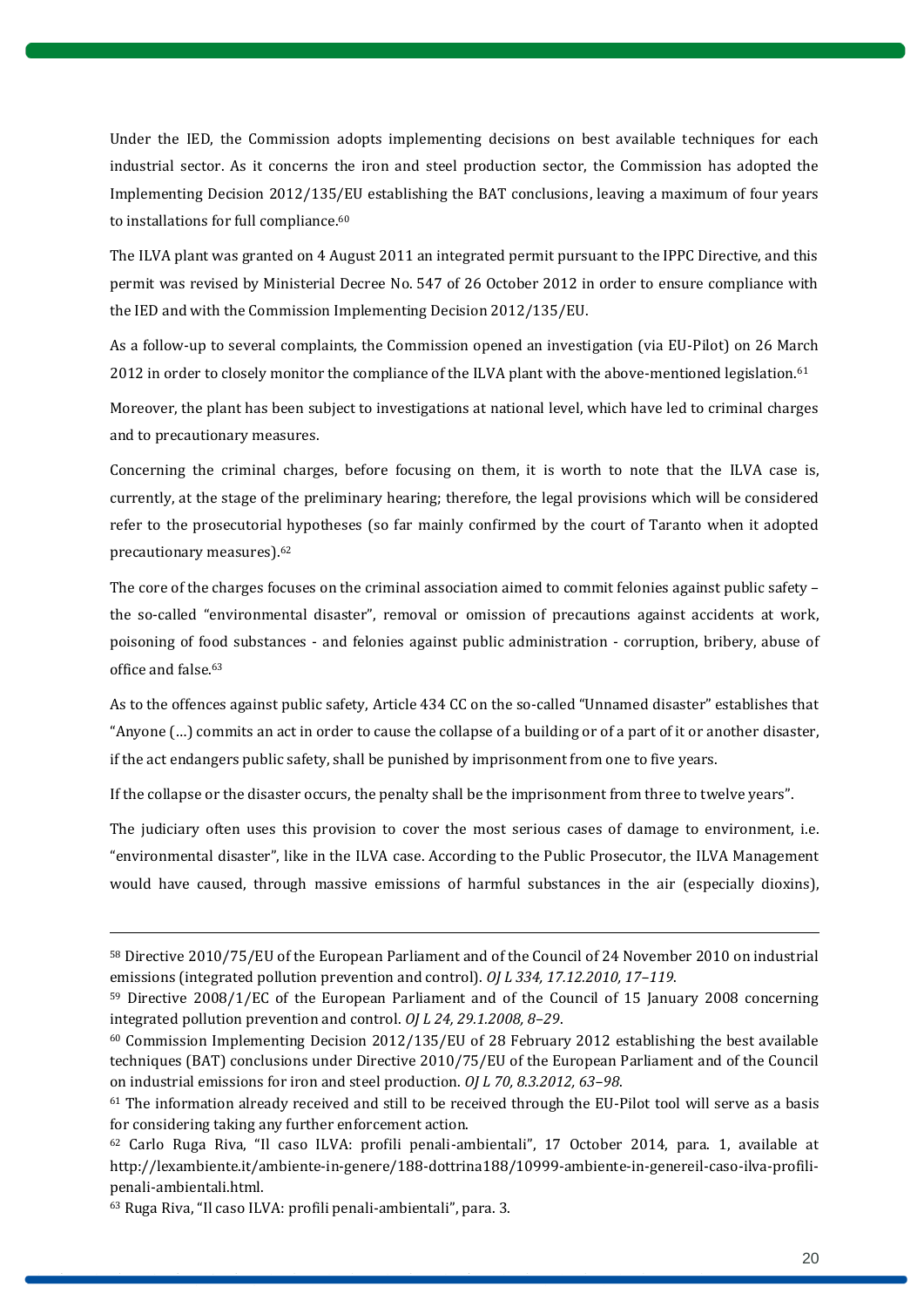Under the IED, the Commission adopts implementing decisions on best available techniques for each industrial sector. As it concerns the iron and steel production sector, the Commission has adopted the Implementing Decision 2012/135/EU establishing the BAT conclusions, leaving a maximum of four years to installations for full compliance.[60]

The ILVA plant was granted on 4 August 2011 an integrated permit pursuant to the IPPC Directive, and this permit was revised by Ministerial Decree No. 547 of 26 October 2012 in order to ensure compliance with the IED and with the Commission Implementing Decision 2012/135/EU.

As a follow-up to several complaints, the Commission opened an investigation (via EU-Pilot) on 26 March 2012 in order to closely monitor the compliance of the ILVA plant with the above-mentioned legislation.[61]

Moreover, the plant has been subject to investigations at national level, which have led to criminal charges and to precautionary measures.

Concerning the criminal charges, before focusing on them, it is worth to note that the ILVA case is, currently, at the stage of the preliminary hearing; therefore, the legal provisions which will be considered refer to the prosecutorial hypotheses (so far mainly confirmed by the court of Taranto when it adopted precautionary measures).[62]

The core of the charges focuses on the criminal association aimed to commit felonies against public safety – the so-called "environmental disaster", removal or omission of precautions against accidents at work, poisoning of food substances - and felonies against public administration - corruption, bribery, abuse of office and false.[63]

As to the offences against public safety, Article 434 CC on the so-called "Unnamed disaster" establishes that "Anyone (…) commits an act in order to cause the collapse of a building or of a part of it or another disaster, if the act endangers public safety, shall be punished by imprisonment from one to five years.

If the collapse or the disaster occurs, the penalty shall be the imprisonment from three to twelve years".

The judiciary often uses this provision to cover the most serious cases of damage to environment, i.e. "environmental disaster", like in the ILVA case. According to the Public Prosecutor, the ILVA Management would have caused, through massive emissions of harmful substances in the air (especially dioxins),

---

[58] Directive 2010/75/EU of the European Parliament and of the Council of 24 November 2010 on industrial emissions (integrated pollution prevention and control). *OJ L 334, 17.12.2010, 17–119*.

[59] Directive 2008/1/EC of the European Parliament and of the Council of 15 January 2008 concerning integrated pollution prevention and control. *OJ L 24, 29.1.2008, 8–29*.

[60] Commission Implementing Decision 2012/135/EU of 28 February 2012 establishing the best available techniques (BAT) conclusions under Directive 2010/75/EU of the European Parliament and of the Council on industrial emissions for iron and steel production. *OJ L 70, 8.3.2012, 63–98*.

[61] The information already received and still to be received through the EU-Pilot tool will serve as a basis for considering taking any further enforcement action.

[62] Carlo Ruga Riva, "Il caso ILVA: profili penali-ambientali", 17 October 2014, para. 1, available at http://lexambiente.it/ambiente-in-genere/188-dottrina188/10999-ambiente-in-genereil-caso-ilva-profili-penali-ambientali.html.

[63] Ruga Riva, "Il caso ILVA: profili penali-ambientali", para. 3.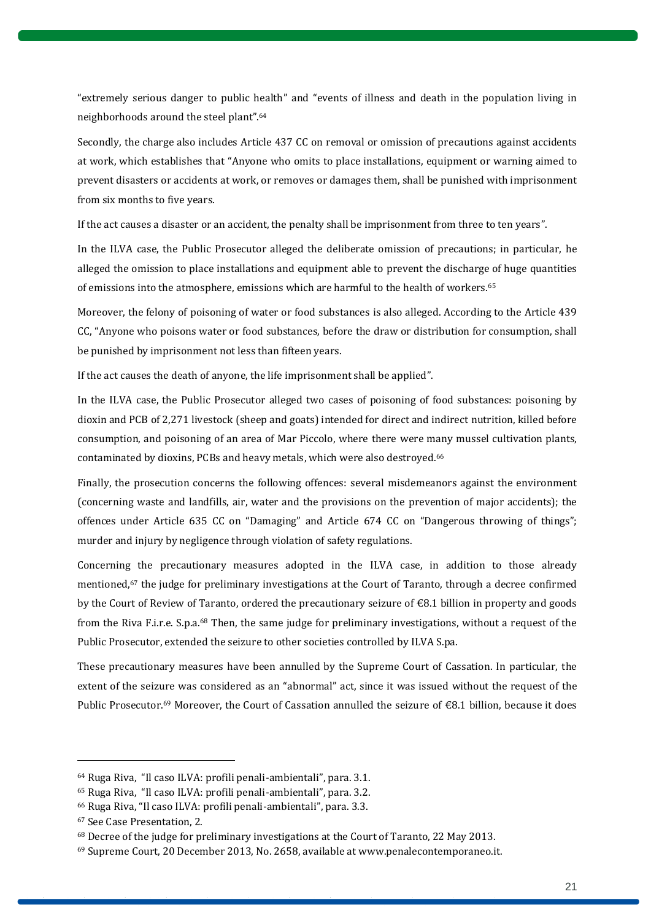"extremely serious danger to public health" and "events of illness and death in the population living in neighborhoods around the steel plant".[64]

Secondly, the charge also includes Article 437 CC on removal or omission of precautions against accidents at work, which establishes that "Anyone who omits to place installations, equipment or warning aimed to prevent disasters or accidents at work, or removes or damages them, shall be punished with imprisonment from six months to five years.

If the act causes a disaster or an accident, the penalty shall be imprisonment from three to ten years".

In the ILVA case, the Public Prosecutor alleged the deliberate omission of precautions; in particular, he alleged the omission to place installations and equipment able to prevent the discharge of huge quantities of emissions into the atmosphere, emissions which are harmful to the health of workers.[65]

Moreover, the felony of poisoning of water or food substances is also alleged. According to the Article 439 CC, "Anyone who poisons water or food substances, before the draw or distribution for consumption, shall be punished by imprisonment not less than fifteen years.

If the act causes the death of anyone, the life imprisonment shall be applied".

In the ILVA case, the Public Prosecutor alleged two cases of poisoning of food substances: poisoning by dioxin and PCB of 2,271 livestock (sheep and goats) intended for direct and indirect nutrition, killed before consumption, and poisoning of an area of Mar Piccolo, where there were many mussel cultivation plants, contaminated by dioxins, PCBs and heavy metals, which were also destroyed.[66]

Finally, the prosecution concerns the following offences: several misdemeanors against the environment (concerning waste and landfills, air, water and the provisions on the prevention of major accidents); the offences under Article 635 CC on "Damaging" and Article 674 CC on "Dangerous throwing of things"; murder and injury by negligence through violation of safety regulations.

Concerning the precautionary measures adopted in the ILVA case, in addition to those already mentioned,[67] the judge for preliminary investigations at the Court of Taranto, through a decree confirmed by the Court of Review of Taranto, ordered the precautionary seizure of €8.1 billion in property and goods from the Riva F.i.r.e. S.p.a.[68] Then, the same judge for preliminary investigations, without a request of the Public Prosecutor, extended the seizure to other societies controlled by ILVA S.pa.

These precautionary measures have been annulled by the Supreme Court of Cassation. In particular, the extent of the seizure was considered as an "abnormal" act, since it was issued without the request of the Public Prosecutor.[69] Moreover, the Court of Cassation annulled the seizure of €8.1 billion, because it does

---

[64] Ruga Riva, "Il caso ILVA: profili penali-ambientali", para. 3.1.

[65] Ruga Riva, "Il caso ILVA: profili penali-ambientali", para. 3.2.

[66] Ruga Riva, "Il caso ILVA: profili penali-ambientali", para. 3.3.

[67] See Case Presentation, 2.

[68] Decree of the judge for preliminary investigations at the Court of Taranto, 22 May 2013.

[69] Supreme Court, 20 December 2013, No. 2658, available at www.penalecontemporaneo.it.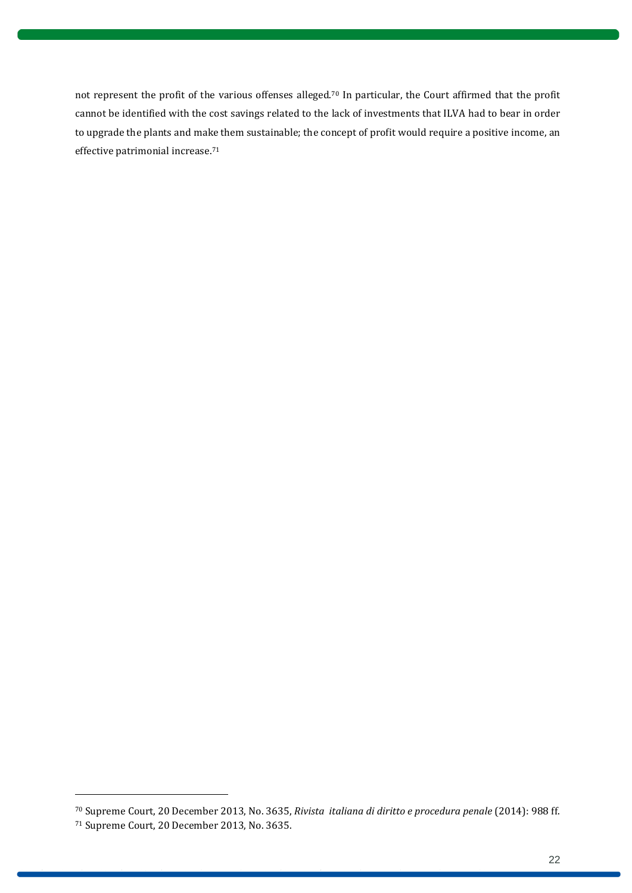not represent the profit of the various offenses alleged.[70] In particular, the Court affirmed that the profit cannot be identified with the cost savings related to the lack of investments that ILVA had to bear in order to upgrade the plants and make them sustainable; the concept of profit would require a positive income, an effective patrimonial increase.[71]

---

[70] Supreme Court, 20 December 2013, No. 3635, *Rivista italiana di diritto e procedura penale* (2014): 988 ff.

[71] Supreme Court, 20 December 2013, No. 3635.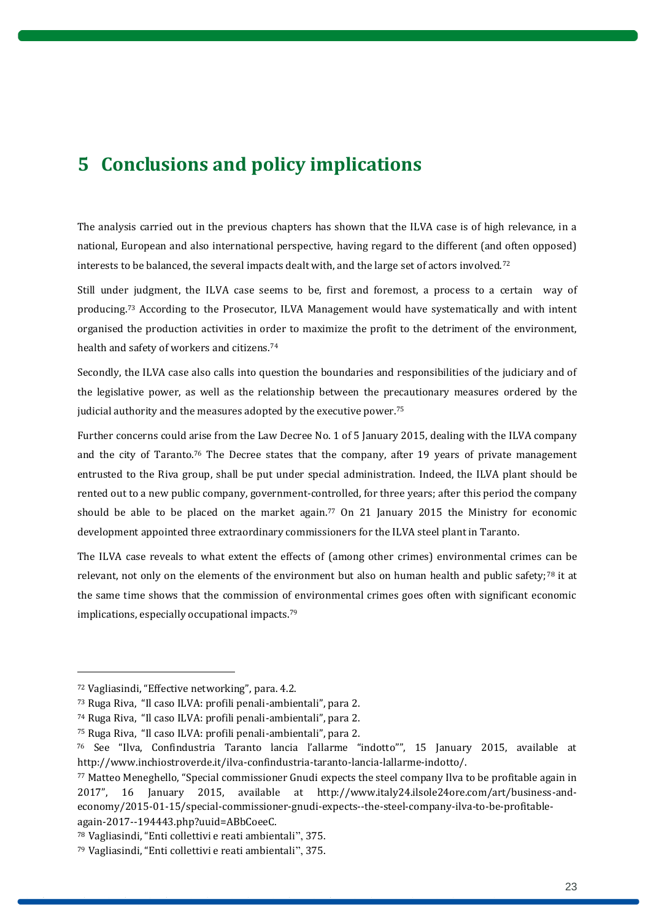# 5 Conclusions and policy implications

The analysis carried out in the previous chapters has shown that the ILVA case is of high relevance, in a national, European and also international perspective, having regard to the different (and often opposed) interests to be balanced, the several impacts dealt with, and the large set of actors involved.[72]

Still under judgment, the ILVA case seems to be, first and foremost, a process to a certain way of producing.[73] According to the Prosecutor, ILVA Management would have systematically and with intent organised the production activities in order to maximize the profit to the detriment of the environment, health and safety of workers and citizens.[74]

Secondly, the ILVA case also calls into question the boundaries and responsibilities of the judiciary and of the legislative power, as well as the relationship between the precautionary measures ordered by the judicial authority and the measures adopted by the executive power.[75]

Further concerns could arise from the Law Decree No. 1 of 5 January 2015, dealing with the ILVA company and the city of Taranto.[76] The Decree states that the company, after 19 years of private management entrusted to the Riva group, shall be put under special administration. Indeed, the ILVA plant should be rented out to a new public company, government-controlled, for three years; after this period the company should be able to be placed on the market again.[77] On 21 January 2015 the Ministry for economic development appointed three extraordinary commissioners for the ILVA steel plant in Taranto.

The ILVA case reveals to what extent the effects of (among other crimes) environmental crimes can be relevant, not only on the elements of the environment but also on human health and public safety;[78] it at the same time shows that the commission of environmental crimes goes often with significant economic implications, especially occupational impacts.[79]

---

[72] Vagliasindi, "Effective networking", para. 4.2.

[73] Ruga Riva, "Il caso ILVA: profili penali-ambientali", para 2.

[74] Ruga Riva, "Il caso ILVA: profili penali-ambientali", para 2.

[75] Ruga Riva, "Il caso ILVA: profili penali-ambientali", para 2.

[76] See "Ilva, Confindustria Taranto lancia l'allarme "indotto"", 15 January 2015, available at http://www.inchiostroverde.it/ilva-confindustria-taranto-lancia-lallarme-indotto/.

[77] Matteo Meneghello, "Special commissioner Gnudi expects the steel company Ilva to be profitable again in 2017", 16 January 2015, available at http://www.italy24.ilsole24ore.com/art/business-and-economy/2015-01-15/special-commissioner-gnudi-expects--the-steel-company-ilva-to-be-profitable-again-2017--194443.php?uuid=ABbCoeeC.

[78] Vagliasindi, "Enti collettivi e reati ambientali", 375.

[79] Vagliasindi, "Enti collettivi e reati ambientali", 375.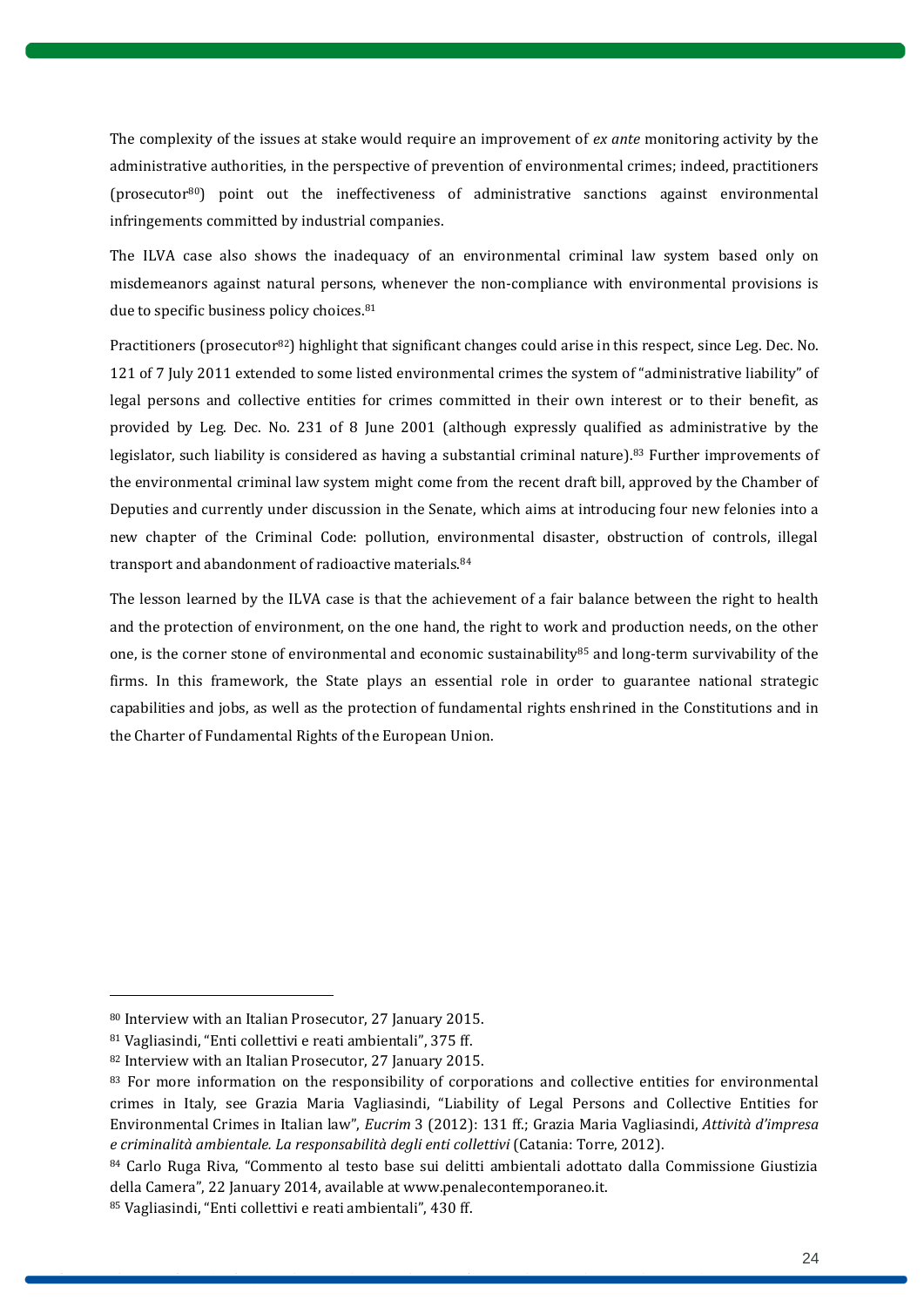The complexity of the issues at stake would require an improvement of *ex ante* monitoring activity by the administrative authorities, in the perspective of prevention of environmental crimes; indeed, practitioners (prosecutor[80]) point out the ineffectiveness of administrative sanctions against environmental infringements committed by industrial companies.

The ILVA case also shows the inadequacy of an environmental criminal law system based only on misdemeanors against natural persons, whenever the non-compliance with environmental provisions is due to specific business policy choices.[81]

Practitioners (prosecutor[82]) highlight that significant changes could arise in this respect, since Leg. Dec. No. 121 of 7 July 2011 extended to some listed environmental crimes the system of "administrative liability" of legal persons and collective entities for crimes committed in their own interest or to their benefit, as provided by Leg. Dec. No. 231 of 8 June 2001 (although expressly qualified as administrative by the legislator, such liability is considered as having a substantial criminal nature).[83] Further improvements of the environmental criminal law system might come from the recent draft bill, approved by the Chamber of Deputies and currently under discussion in the Senate, which aims at introducing four new felonies into a new chapter of the Criminal Code: pollution, environmental disaster, obstruction of controls, illegal transport and abandonment of radioactive materials.[84]

The lesson learned by the ILVA case is that the achievement of a fair balance between the right to health and the protection of environment, on the one hand, the right to work and production needs, on the other one, is the corner stone of environmental and economic sustainability[85] and long-term survivability of the firms. In this framework, the State plays an essential role in order to guarantee national strategic capabilities and jobs, as well as the protection of fundamental rights enshrined in the Constitutions and in the Charter of Fundamental Rights of the European Union.

---

[80] Interview with an Italian Prosecutor, 27 January 2015.

[81] Vagliasindi, "Enti collettivi e reati ambientali", 375 ff.

[82] Interview with an Italian Prosecutor, 27 January 2015.

[83] For more information on the responsibility of corporations and collective entities for environmental crimes in Italy, see Grazia Maria Vagliasindi, "Liability of Legal Persons and Collective Entities for Environmental Crimes in Italian law", *Eucrim* 3 (2012): 131 ff.; Grazia Maria Vagliasindi, *Attività d'impresa e criminalità ambientale. La responsabilità degli enti collettivi* (Catania: Torre, 2012).

[84] Carlo Ruga Riva, "Commento al testo base sui delitti ambientali adottato dalla Commissione Giustizia della Camera", 22 January 2014, available at www.penalecontemporaneo.it.

[85] Vagliasindi, "Enti collettivi e reati ambientali", 430 ff.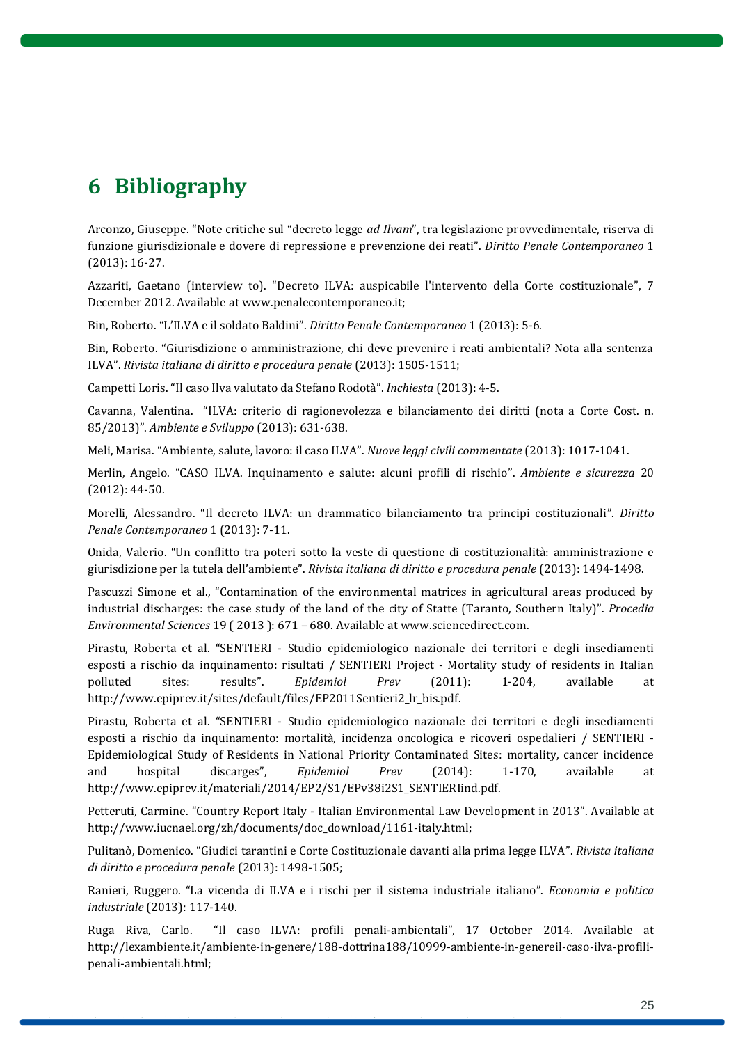# 6 Bibliography

Arconzo, Giuseppe. "Note critiche sul "decreto legge *ad Ilvam*", tra legislazione provvedimentale, riserva di funzione giurisdizionale e dovere di repressione e prevenzione dei reati". *Diritto Penale Contemporaneo* 1 (2013): 16-27.

Azzariti, Gaetano (interview to). "Decreto ILVA: auspicabile l'intervento della Corte costituzionale", 7 December 2012. Available at www.penalecontemporaneo.it;

Bin, Roberto. "L'ILVA e il soldato Baldini". *Diritto Penale Contemporaneo* 1 (2013): 5-6.

Bin, Roberto. "Giurisdizione o amministrazione, chi deve prevenire i reati ambientali? Nota alla sentenza ILVA". *Rivista italiana di diritto e procedura penale* (2013): 1505-1511;

Campetti Loris. "Il caso Ilva valutato da Stefano Rodotà". *Inchiesta* (2013): 4-5.

Cavanna, Valentina. "ILVA: criterio di ragionevolezza e bilanciamento dei diritti (nota a Corte Cost. n. 85/2013)". *Ambiente e Sviluppo* (2013): 631-638.

Meli, Marisa. "Ambiente, salute, lavoro: il caso ILVA". *Nuove leggi civili commentate* (2013): 1017-1041.

Merlin, Angelo. "CASO ILVA. Inquinamento e salute: alcuni profili di rischio". *Ambiente e sicurezza* 20 (2012): 44-50.

Morelli, Alessandro. "Il decreto ILVA: un drammatico bilanciamento tra principi costituzionali". *Diritto Penale Contemporaneo* 1 (2013): 7-11.

Onida, Valerio. "Un conflitto tra poteri sotto la veste di questione di costituzionalità: amministrazione e giurisdizione per la tutela dell'ambiente". *Rivista italiana di diritto e procedura penale* (2013): 1494-1498.

Pascuzzi Simone et al., "Contamination of the environmental matrices in agricultural areas produced by industrial discharges: the case study of the land of the city of Statte (Taranto, Southern Italy)". *Procedia Environmental Sciences* 19 ( 2013 ): 671 – 680. Available at www.sciencedirect.com.

Pirastu, Roberta et al. "SENTIERI - Studio epidemiologico nazionale dei territori e degli insediamenti esposti a rischio da inquinamento: risultati / SENTIERI Project - Mortality study of residents in Italian polluted sites: results". *Epidemiol Prev* (2011): 1-204, available at http://www.epiprev.it/sites/default/files/EP2011Sentieri2_lr_bis.pdf.

Pirastu, Roberta et al. "SENTIERI - Studio epidemiologico nazionale dei territori e degli insediamenti esposti a rischio da inquinamento: mortalità, incidenza oncologica e ricoveri ospedalieri / SENTIERI - Epidemiological Study of Residents in National Priority Contaminated Sites: mortality, cancer incidence and hospital discarges", *Epidemiol Prev* (2014): 1-170, available at http://www.epiprev.it/materiali/2014/EP2/S1/EPv38i2S1_SENTIERIind.pdf.

Petteruti, Carmine. "Country Report Italy - Italian Environmental Law Development in 2013". Available at http://www.iucnael.org/zh/documents/doc_download/1161-italy.html;

Pulitanò, Domenico. "Giudici tarantini e Corte Costituzionale davanti alla prima legge ILVA". *Rivista italiana di diritto e procedura penale* (2013): 1498-1505;

Ranieri, Ruggero. "La vicenda di ILVA e i rischi per il sistema industriale italiano". *Economia e politica industriale* (2013): 117-140.

Ruga Riva, Carlo. "Il caso ILVA: profili penali-ambientali", 17 October 2014. Available at http://lexambiente.it/ambiente-in-genere/188-dottrina188/10999-ambiente-in-genereil-caso-ilva-profili-penali-ambientali.html;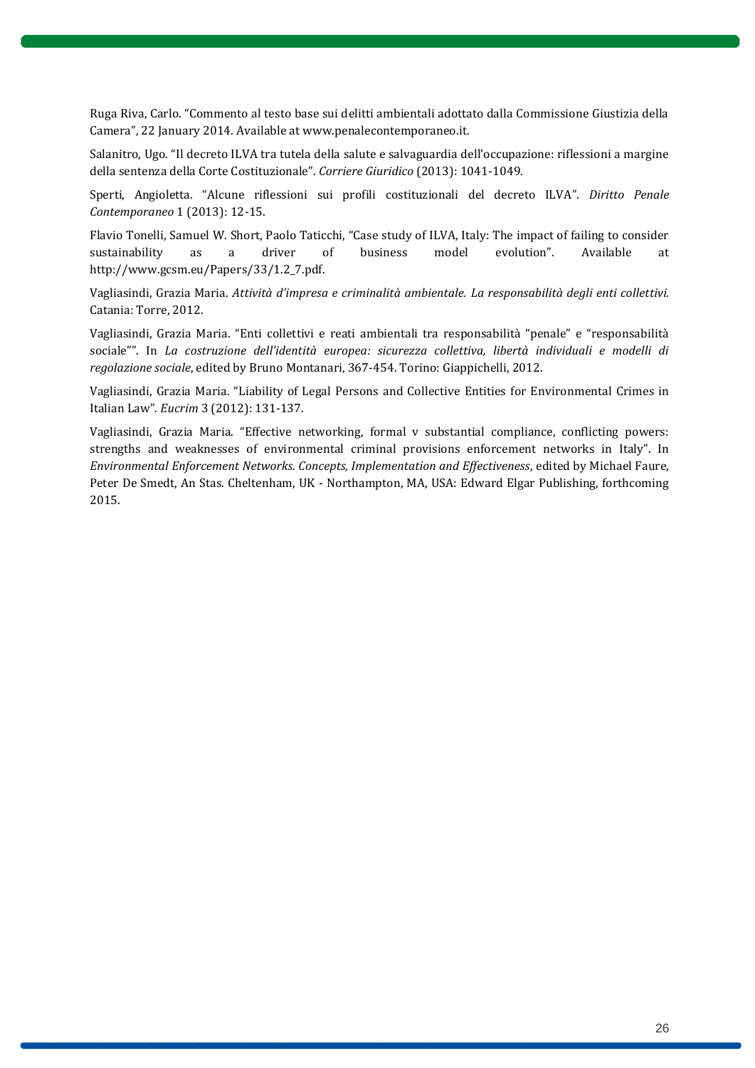Ruga Riva, Carlo. "Commento al testo base sui delitti ambientali adottato dalla Commissione Giustizia della Camera", 22 January 2014. Available at www.penalecontemporaneo.it.

Salanitro, Ugo. "Il decreto ILVA tra tutela della salute e salvaguardia dell'occupazione: riflessioni a margine della sentenza della Corte Costituzionale". *Corriere Giuridico* (2013): 1041-1049.

Sperti, Angioletta. "Alcune riflessioni sui profili costituzionali del decreto ILVA". *Diritto Penale Contemporaneo* 1 (2013): 12-15.

Flavio Tonelli, Samuel W. Short, Paolo Taticchi, "Case study of ILVA, Italy: The impact of failing to consider sustainability as a driver of business model evolution". Available at http://www.gcsm.eu/Papers/33/1.2_7.pdf.

Vagliasindi, Grazia Maria. *Attività d'impresa e criminalità ambientale. La responsabilità degli enti collettivi.* Catania: Torre, 2012.

Vagliasindi, Grazia Maria. "Enti collettivi e reati ambientali tra responsabilità "penale" e "responsabilità sociale"". In *La costruzione dell'identità europea: sicurezza collettiva, libertà individuali e modelli di regolazione sociale*, edited by Bruno Montanari, 367-454. Torino: Giappichelli, 2012.

Vagliasindi, Grazia Maria. "Liability of Legal Persons and Collective Entities for Environmental Crimes in Italian Law". *Eucrim* 3 (2012): 131-137.

Vagliasindi, Grazia Maria. "Effective networking, formal v substantial compliance, conflicting powers: strengths and weaknesses of environmental criminal provisions enforcement networks in Italy". In *Environmental Enforcement Networks. Concepts, Implementation and Effectiveness*, edited by Michael Faure, Peter De Smedt, An Stas. Cheltenham, UK - Northampton, MA, USA: Edward Elgar Publishing, forthcoming 2015.